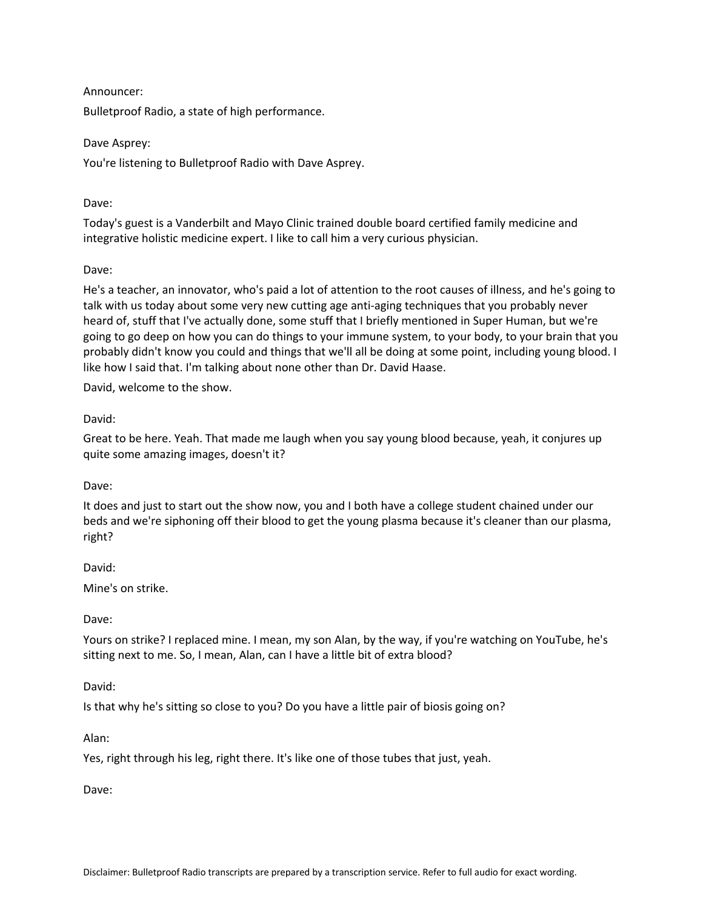Announcer:

Bulletproof Radio, a state of high performance.

Dave Asprey:

You're listening to Bulletproof Radio with Dave Asprey.

Dave:

Today's guest is a Vanderbilt and Mayo Clinic trained double board certified family medicine and integrative holistic medicine expert. I like to call him a very curious physician.

Dave:

He's a teacher, an innovator, who's paid a lot of attention to the root causes of illness, and he's going to talk with us today about some very new cutting age anti-aging techniques that you probably never heard of, stuff that I've actually done, some stuff that I briefly mentioned in Super Human, but we're going to go deep on how you can do things to your immune system, to your body, to your brain that you probably didn't know you could and things that we'll all be doing at some point, including young blood. I like how I said that. I'm talking about none other than Dr. David Haase.

David, welcome to the show.

David:

Great to be here. Yeah. That made me laugh when you say young blood because, yeah, it conjures up quite some amazing images, doesn't it?

Dave:

It does and just to start out the show now, you and I both have a college student chained under our beds and we're siphoning off their blood to get the young plasma because it's cleaner than our plasma, right?

David:

Mine's on strike.

Dave:

Yours on strike? I replaced mine. I mean, my son Alan, by the way, if you're watching on YouTube, he's sitting next to me. So, I mean, Alan, can I have a little bit of extra blood?

David:

Is that why he's sitting so close to you? Do you have a little pair of biosis going on?

Alan:

Yes, right through his leg, right there. It's like one of those tubes that just, yeah.

Dave: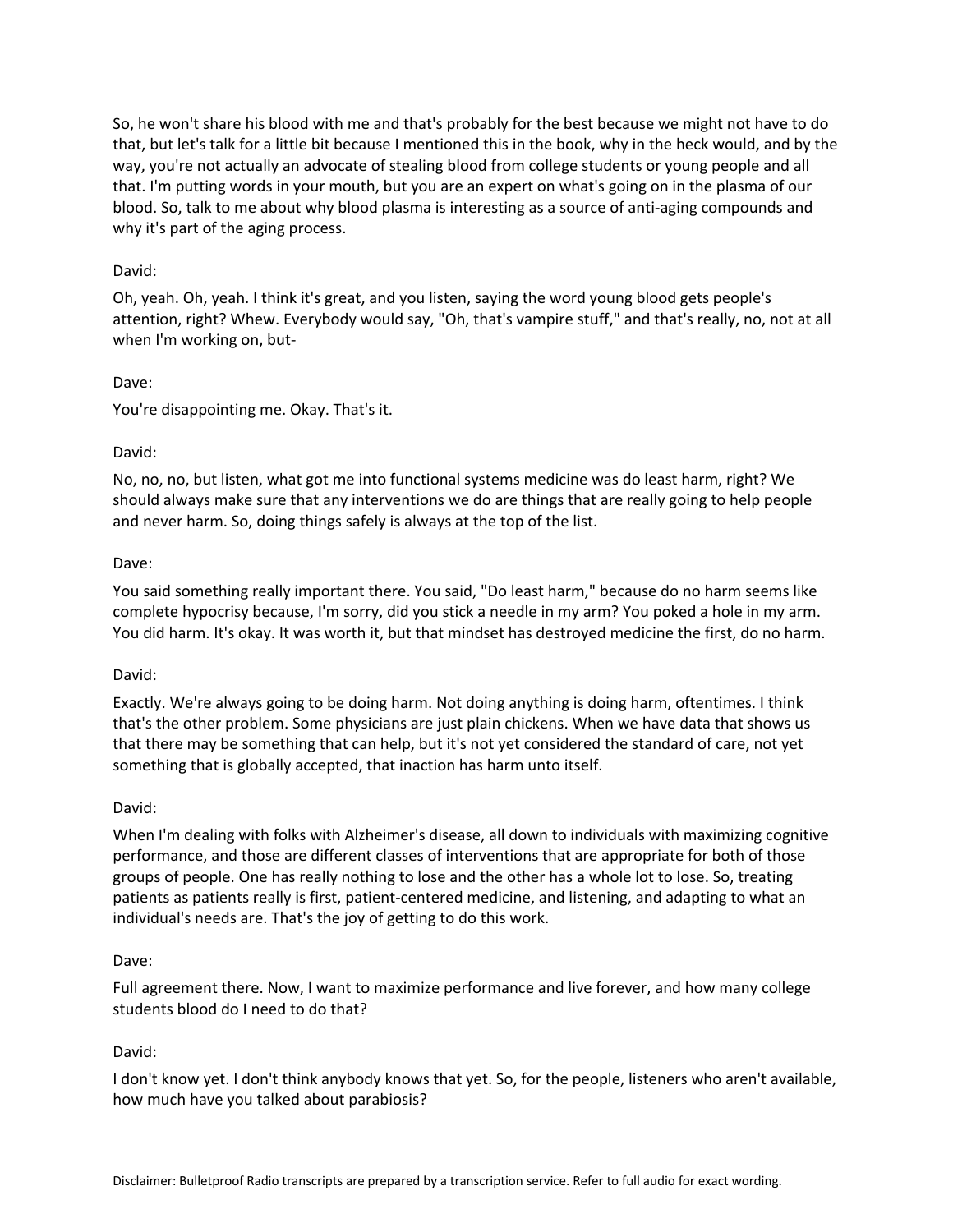So, he won't share his blood with me and that's probably for the best because we might not have to do that, but let's talk for a little bit because I mentioned this in the book, why in the heck would, and by the way, you're not actually an advocate of stealing blood from college students or young people and all that. I'm putting words in your mouth, but you are an expert on what's going on in the plasma of our blood. So, talk to me about why blood plasma is interesting as a source of anti-aging compounds and why it's part of the aging process.

David:

Oh, yeah. Oh, yeah. I think it's great, and you listen, saying the word young blood gets people's attention, right? Whew. Everybody would say, "Oh, that's vampire stuff," and that's really, no, not at all when I'm working on, but-

Dave:

You're disappointing me. Okay. That's it.

David:

No, no, no, but listen, what got me into functional systems medicine was do least harm, right? We should always make sure that any interventions we do are things that are really going to help people and never harm. So, doing things safely is always at the top of the list.

Dave:

You said something really important there. You said, "Do least harm," because do no harm seems like complete hypocrisy because, I'm sorry, did you stick a needle in my arm? You poked a hole in my arm. You did harm. It's okay. It was worth it, but that mindset has destroyed medicine the first, do no harm.

David:

Exactly. We're always going to be doing harm. Not doing anything is doing harm, oftentimes. I think that's the other problem. Some physicians are just plain chickens. When we have data that shows us that there may be something that can help, but it's not yet considered the standard of care, not yet something that is globally accepted, that inaction has harm unto itself.

David:

When I'm dealing with folks with Alzheimer's disease, all down to individuals with maximizing cognitive performance, and those are different classes of interventions that are appropriate for both of those groups of people. One has really nothing to lose and the other has a whole lot to lose. So, treating patients as patients really is first, patient-centered medicine, and listening, and adapting to what an individual's needs are. That's the joy of getting to do this work.

Dave:

Full agreement there. Now, I want to maximize performance and live forever, and how many college students blood do I need to do that?

David:

I don't know yet. I don't think anybody knows that yet. So, for the people, listeners who aren't available, how much have you talked about parabiosis?

Disclaimer: Bulletproof Radio transcripts are prepared by a transcription service. Refer to full audio for exact wording.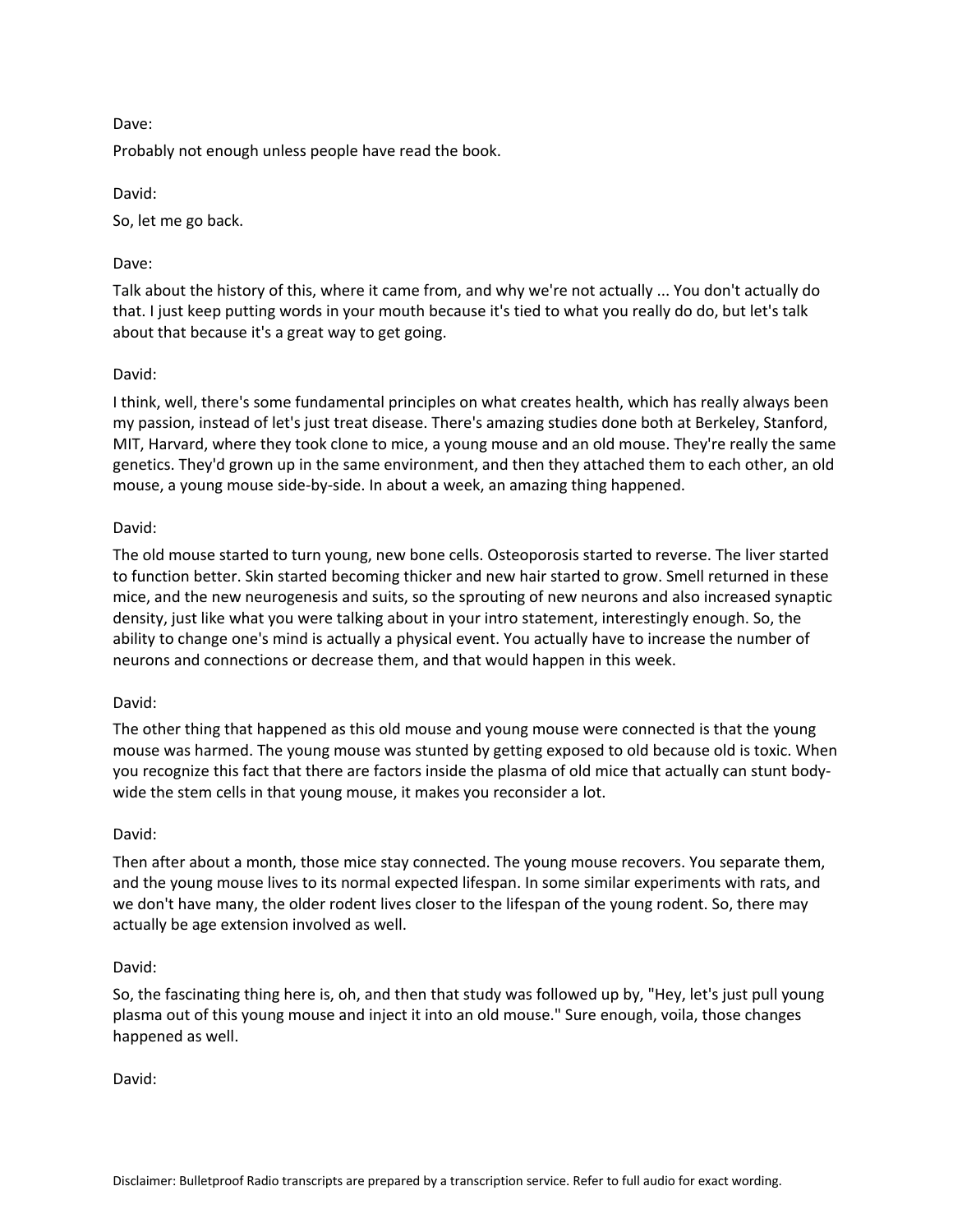Dave:

Probably not enough unless people have read the book.

David:

So, let me go back.

Dave:

Talk about the history of this, where it came from, and why we're not actually ... You don't actually do that. I just keep putting words in your mouth because it's tied to what you really do do, but let's talk about that because it's a great way to get going.

David:

I think, well, there's some fundamental principles on what creates health, which has really always been my passion, instead of let's just treat disease. There's amazing studies done both at Berkeley, Stanford, MIT, Harvard, where they took clone to mice, a young mouse and an old mouse. They're really the same genetics. They'd grown up in the same environment, and then they attached them to each other, an old mouse, a young mouse side-by-side. In about a week, an amazing thing happened.

David:

The old mouse started to turn young, new bone cells. Osteoporosis started to reverse. The liver started to function better. Skin started becoming thicker and new hair started to grow. Smell returned in these mice, and the new neurogenesis and suits, so the sprouting of new neurons and also increased synaptic density, just like what you were talking about in your intro statement, interestingly enough. So, the ability to change one's mind is actually a physical event. You actually have to increase the number of neurons and connections or decrease them, and that would happen in this week.

David:

The other thing that happened as this old mouse and young mouse were connected is that the young mouse was harmed. The young mouse was stunted by getting exposed to old because old is toxic. When you recognize this fact that there are factors inside the plasma of old mice that actually can stunt body-wide the stem cells in that young mouse, it makes you reconsider a lot.

David:

Then after about a month, those mice stay connected. The young mouse recovers. You separate them, and the young mouse lives to its normal expected lifespan. In some similar experiments with rats, and we don't have many, the older rodent lives closer to the lifespan of the young rodent. So, there may actually be age extension involved as well.

David:

So, the fascinating thing here is, oh, and then that study was followed up by, "Hey, let's just pull young plasma out of this young mouse and inject it into an old mouse." Sure enough, voila, those changes happened as well.

David: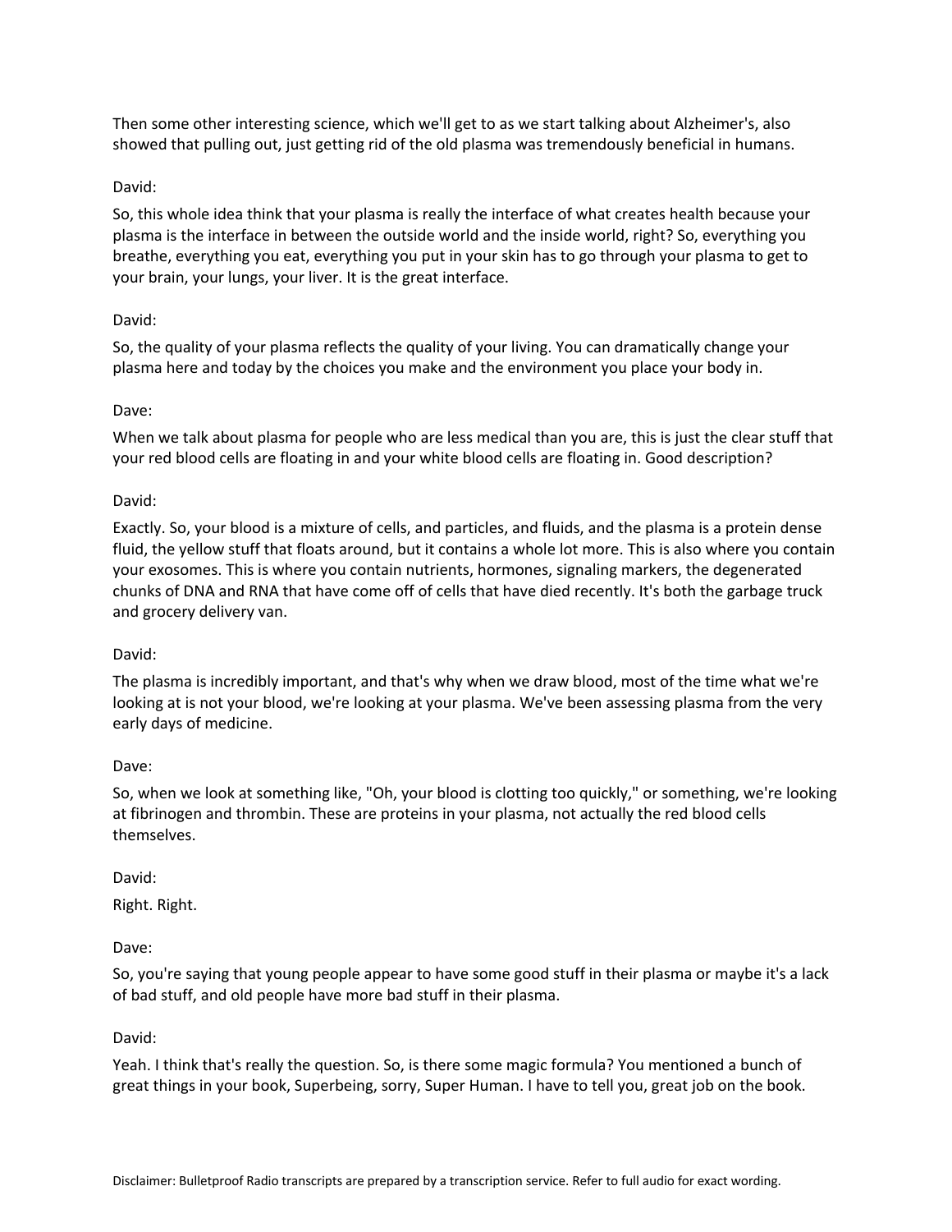Then some other interesting science, which we'll get to as we start talking about Alzheimer's, also showed that pulling out, just getting rid of the old plasma was tremendously beneficial in humans.

David:

So, this whole idea think that your plasma is really the interface of what creates health because your plasma is the interface in between the outside world and the inside world, right? So, everything you breathe, everything you eat, everything you put in your skin has to go through your plasma to get to your brain, your lungs, your liver. It is the great interface.

David:

So, the quality of your plasma reflects the quality of your living. You can dramatically change your plasma here and today by the choices you make and the environment you place your body in.

Dave:

When we talk about plasma for people who are less medical than you are, this is just the clear stuff that your red blood cells are floating in and your white blood cells are floating in. Good description?

David:

Exactly. So, your blood is a mixture of cells, and particles, and fluids, and the plasma is a protein dense fluid, the yellow stuff that floats around, but it contains a whole lot more. This is also where you contain your exosomes. This is where you contain nutrients, hormones, signaling markers, the degenerated chunks of DNA and RNA that have come off of cells that have died recently. It's both the garbage truck and grocery delivery van.

David:

The plasma is incredibly important, and that's why when we draw blood, most of the time what we're looking at is not your blood, we're looking at your plasma. We've been assessing plasma from the very early days of medicine.

Dave:

So, when we look at something like, "Oh, your blood is clotting too quickly," or something, we're looking at fibrinogen and thrombin. These are proteins in your plasma, not actually the red blood cells themselves.

David:

Right. Right.

Dave:

So, you're saying that young people appear to have some good stuff in their plasma or maybe it's a lack of bad stuff, and old people have more bad stuff in their plasma.

David:

Yeah. I think that's really the question. So, is there some magic formula? You mentioned a bunch of great things in your book, Superbeing, sorry, Super Human. I have to tell you, great job on the book.

Disclaimer: Bulletproof Radio transcripts are prepared by a transcription service. Refer to full audio for exact wording.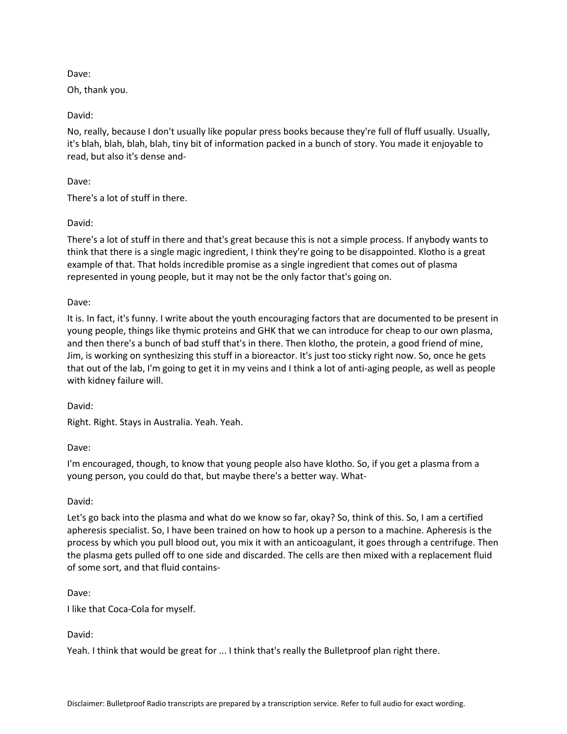Dave:

Oh, thank you.

David:

No, really, because I don't usually like popular press books because they're full of fluff usually. Usually, it's blah, blah, blah, blah, tiny bit of information packed in a bunch of story. You made it enjoyable to read, but also it's dense and-

Dave:

There's a lot of stuff in there.

David:

There's a lot of stuff in there and that's great because this is not a simple process. If anybody wants to think that there is a single magic ingredient, I think they're going to be disappointed. Klotho is a great example of that. That holds incredible promise as a single ingredient that comes out of plasma represented in young people, but it may not be the only factor that's going on.

Dave:

It is. In fact, it's funny. I write about the youth encouraging factors that are documented to be present in young people, things like thymic proteins and GHK that we can introduce for cheap to our own plasma, and then there's a bunch of bad stuff that's in there. Then klotho, the protein, a good friend of mine, Jim, is working on synthesizing this stuff in a bioreactor. It's just too sticky right now. So, once he gets that out of the lab, I'm going to get it in my veins and I think a lot of anti-aging people, as well as people with kidney failure will.

David:

Right. Right. Stays in Australia. Yeah. Yeah.

Dave:

I'm encouraged, though, to know that young people also have klotho. So, if you get a plasma from a young person, you could do that, but maybe there's a better way. What-

David:

Let's go back into the plasma and what do we know so far, okay? So, think of this. So, I am a certified apheresis specialist. So, I have been trained on how to hook up a person to a machine. Apheresis is the process by which you pull blood out, you mix it with an anticoagulant, it goes through a centrifuge. Then the plasma gets pulled off to one side and discarded. The cells are then mixed with a replacement fluid of some sort, and that fluid contains-

Dave:

I like that Coca-Cola for myself.

David:

Yeah. I think that would be great for ... I think that's really the Bulletproof plan right there.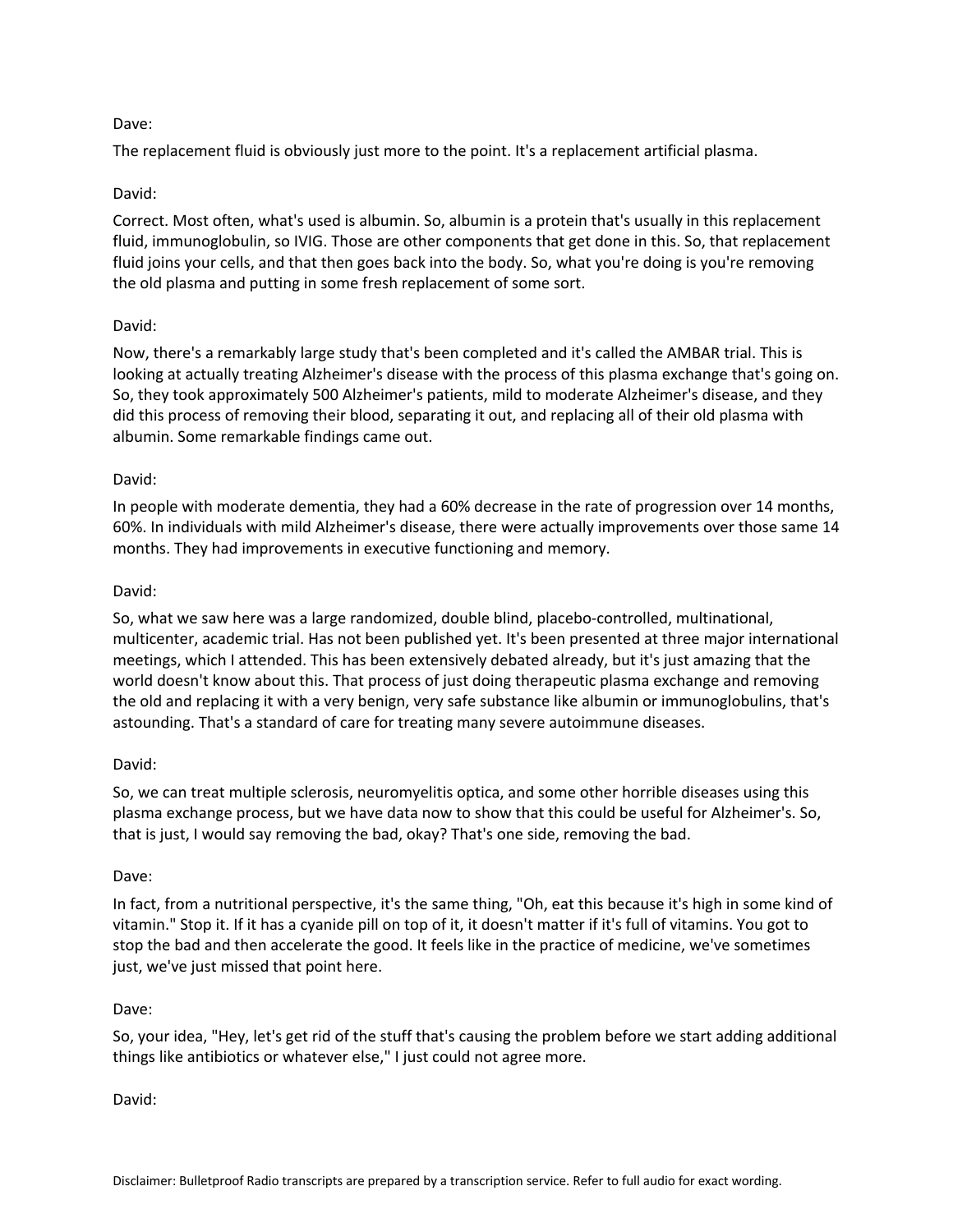Dave:

The replacement fluid is obviously just more to the point. It's a replacement artificial plasma.

David:

Correct. Most often, what's used is albumin. So, albumin is a protein that's usually in this replacement fluid, immunoglobulin, so IVIG. Those are other components that get done in this. So, that replacement fluid joins your cells, and that then goes back into the body. So, what you're doing is you're removing the old plasma and putting in some fresh replacement of some sort.

David:

Now, there's a remarkably large study that's been completed and it's called the AMBAR trial. This is looking at actually treating Alzheimer's disease with the process of this plasma exchange that's going on. So, they took approximately 500 Alzheimer's patients, mild to moderate Alzheimer's disease, and they did this process of removing their blood, separating it out, and replacing all of their old plasma with albumin. Some remarkable findings came out.

David:

In people with moderate dementia, they had a 60% decrease in the rate of progression over 14 months, 60%. In individuals with mild Alzheimer's disease, there were actually improvements over those same 14 months. They had improvements in executive functioning and memory.

David:

So, what we saw here was a large randomized, double blind, placebo-controlled, multinational, multicenter, academic trial. Has not been published yet. It's been presented at three major international meetings, which I attended. This has been extensively debated already, but it's just amazing that the world doesn't know about this. That process of just doing therapeutic plasma exchange and removing the old and replacing it with a very benign, very safe substance like albumin or immunoglobulins, that's astounding. That's a standard of care for treating many severe autoimmune diseases.

David:

So, we can treat multiple sclerosis, neuromyelitis optica, and some other horrible diseases using this plasma exchange process, but we have data now to show that this could be useful for Alzheimer's. So, that is just, I would say removing the bad, okay? That's one side, removing the bad.

Dave:

In fact, from a nutritional perspective, it's the same thing, "Oh, eat this because it's high in some kind of vitamin." Stop it. If it has a cyanide pill on top of it, it doesn't matter if it's full of vitamins. You got to stop the bad and then accelerate the good. It feels like in the practice of medicine, we've sometimes just, we've just missed that point here.

Dave:

So, your idea, "Hey, let's get rid of the stuff that's causing the problem before we start adding additional things like antibiotics or whatever else," I just could not agree more.

David: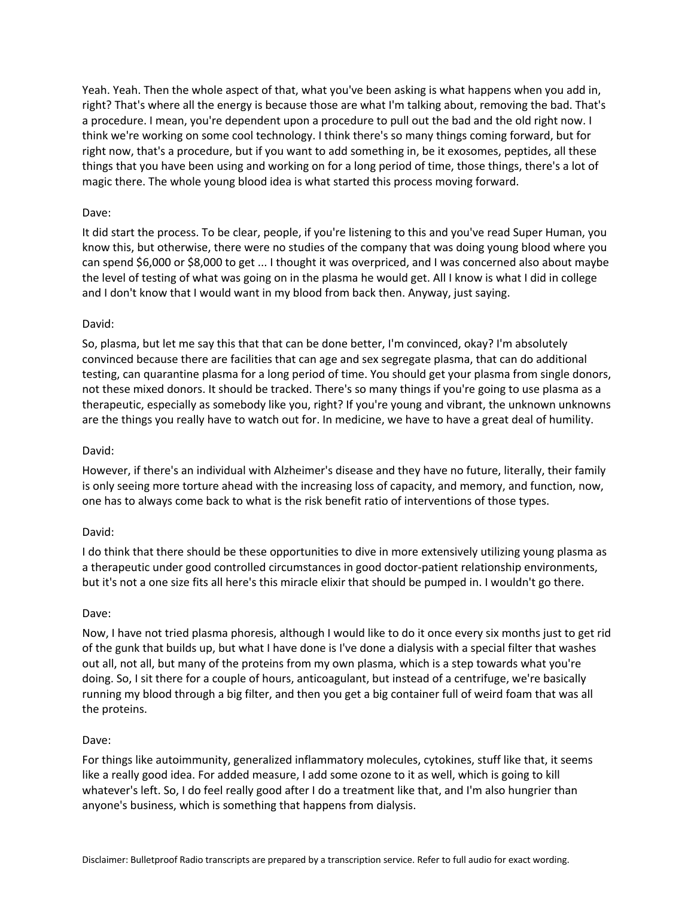Yeah. Yeah. Then the whole aspect of that, what you've been asking is what happens when you add in, right? That's where all the energy is because those are what I'm talking about, removing the bad. That's a procedure. I mean, you're dependent upon a procedure to pull out the bad and the old right now. I think we're working on some cool technology. I think there's so many things coming forward, but for right now, that's a procedure, but if you want to add something in, be it exosomes, peptides, all these things that you have been using and working on for a long period of time, those things, there's a lot of magic there. The whole young blood idea is what started this process moving forward.

Dave:

It did start the process. To be clear, people, if you're listening to this and you've read Super Human, you know this, but otherwise, there were no studies of the company that was doing young blood where you can spend $6,000 or $8,000 to get ... I thought it was overpriced, and I was concerned also about maybe the level of testing of what was going on in the plasma he would get. All I know is what I did in college and I don't know that I would want in my blood from back then. Anyway, just saying.

David:

So, plasma, but let me say this that that can be done better, I'm convinced, okay? I'm absolutely convinced because there are facilities that can age and sex segregate plasma, that can do additional testing, can quarantine plasma for a long period of time. You should get your plasma from single donors, not these mixed donors. It should be tracked. There's so many things if you're going to use plasma as a therapeutic, especially as somebody like you, right? If you're young and vibrant, the unknown unknowns are the things you really have to watch out for. In medicine, we have to have a great deal of humility.

David:

However, if there's an individual with Alzheimer's disease and they have no future, literally, their family is only seeing more torture ahead with the increasing loss of capacity, and memory, and function, now, one has to always come back to what is the risk benefit ratio of interventions of those types.

David:

I do think that there should be these opportunities to dive in more extensively utilizing young plasma as a therapeutic under good controlled circumstances in good doctor-patient relationship environments, but it's not a one size fits all here's this miracle elixir that should be pumped in. I wouldn't go there.

Dave:

Now, I have not tried plasma phoresis, although I would like to do it once every six months just to get rid of the gunk that builds up, but what I have done is I've done a dialysis with a special filter that washes out all, not all, but many of the proteins from my own plasma, which is a step towards what you're doing. So, I sit there for a couple of hours, anticoagulant, but instead of a centrifuge, we're basically running my blood through a big filter, and then you get a big container full of weird foam that was all the proteins.

Dave:

For things like autoimmunity, generalized inflammatory molecules, cytokines, stuff like that, it seems like a really good idea. For added measure, I add some ozone to it as well, which is going to kill whatever's left. So, I do feel really good after I do a treatment like that, and I'm also hungrier than anyone's business, which is something that happens from dialysis.

Disclaimer: Bulletproof Radio transcripts are prepared by a transcription service. Refer to full audio for exact wording.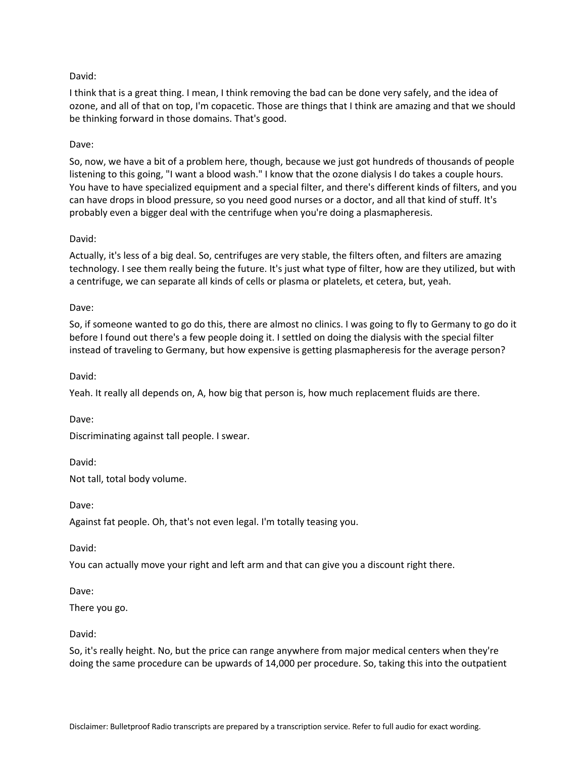David:

I think that is a great thing. I mean, I think removing the bad can be done very safely, and the idea of ozone, and all of that on top, I'm copacetic. Those are things that I think are amazing and that we should be thinking forward in those domains. That's good.

Dave:

So, now, we have a bit of a problem here, though, because we just got hundreds of thousands of people listening to this going, "I want a blood wash." I know that the ozone dialysis I do takes a couple hours. You have to have specialized equipment and a special filter, and there's different kinds of filters, and you can have drops in blood pressure, so you need good nurses or a doctor, and all that kind of stuff. It's probably even a bigger deal with the centrifuge when you're doing a plasmapheresis.

David:

Actually, it's less of a big deal. So, centrifuges are very stable, the filters often, and filters are amazing technology. I see them really being the future. It's just what type of filter, how are they utilized, but with a centrifuge, we can separate all kinds of cells or plasma or platelets, et cetera, but, yeah.

Dave:

So, if someone wanted to go do this, there are almost no clinics. I was going to fly to Germany to go do it before I found out there's a few people doing it. I settled on doing the dialysis with the special filter instead of traveling to Germany, but how expensive is getting plasmapheresis for the average person?

David:

Yeah. It really all depends on, A, how big that person is, how much replacement fluids are there.

Dave:

Discriminating against tall people. I swear.

David:

Not tall, total body volume.

Dave:

Against fat people. Oh, that's not even legal. I'm totally teasing you.

David:

You can actually move your right and left arm and that can give you a discount right there.

Dave:

There you go.

David:

So, it's really height. No, but the price can range anywhere from major medical centers when they're doing the same procedure can be upwards of 14,000 per procedure. So, taking this into the outpatient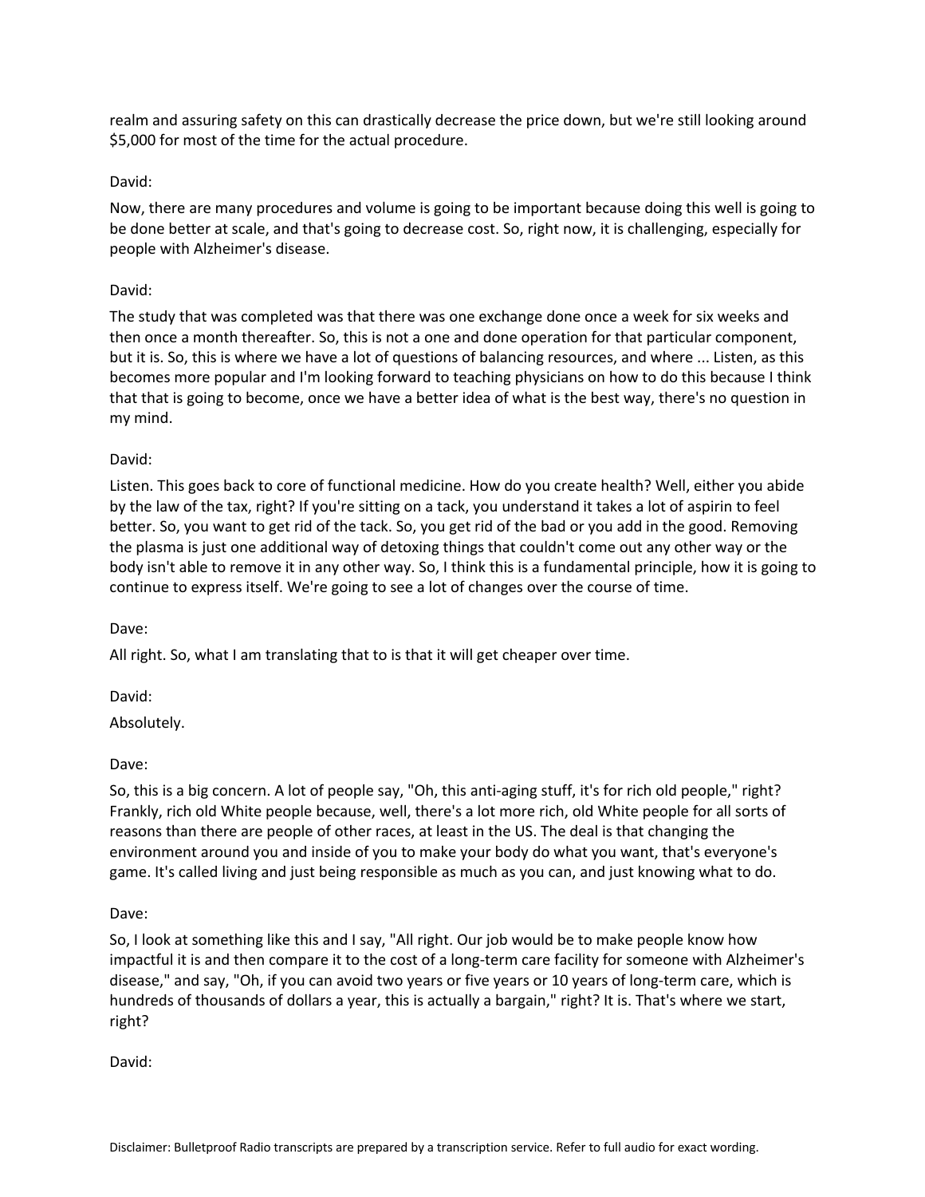realm and assuring safety on this can drastically decrease the price down, but we're still looking around $5,000 for most of the time for the actual procedure.

David:

Now, there are many procedures and volume is going to be important because doing this well is going to be done better at scale, and that's going to decrease cost. So, right now, it is challenging, especially for people with Alzheimer's disease.

David:

The study that was completed was that there was one exchange done once a week for six weeks and then once a month thereafter. So, this is not a one and done operation for that particular component, but it is. So, this is where we have a lot of questions of balancing resources, and where ... Listen, as this becomes more popular and I'm looking forward to teaching physicians on how to do this because I think that that is going to become, once we have a better idea of what is the best way, there's no question in my mind.

David:

Listen. This goes back to core of functional medicine. How do you create health? Well, either you abide by the law of the tax, right? If you're sitting on a tack, you understand it takes a lot of aspirin to feel better. So, you want to get rid of the tack. So, you get rid of the bad or you add in the good. Removing the plasma is just one additional way of detoxing things that couldn't come out any other way or the body isn't able to remove it in any other way. So, I think this is a fundamental principle, how it is going to continue to express itself. We're going to see a lot of changes over the course of time.

Dave:

All right. So, what I am translating that to is that it will get cheaper over time.

David:

Absolutely.

Dave:

So, this is a big concern. A lot of people say, "Oh, this anti-aging stuff, it's for rich old people," right? Frankly, rich old White people because, well, there's a lot more rich, old White people for all sorts of reasons than there are people of other races, at least in the US. The deal is that changing the environment around you and inside of you to make your body do what you want, that's everyone's game. It's called living and just being responsible as much as you can, and just knowing what to do.

Dave:

So, I look at something like this and I say, "All right. Our job would be to make people know how impactful it is and then compare it to the cost of a long-term care facility for someone with Alzheimer's disease," and say, "Oh, if you can avoid two years or five years or 10 years of long-term care, which is hundreds of thousands of dollars a year, this is actually a bargain," right? It is. That's where we start, right?

David:

Disclaimer: Bulletproof Radio transcripts are prepared by a transcription service. Refer to full audio for exact wording.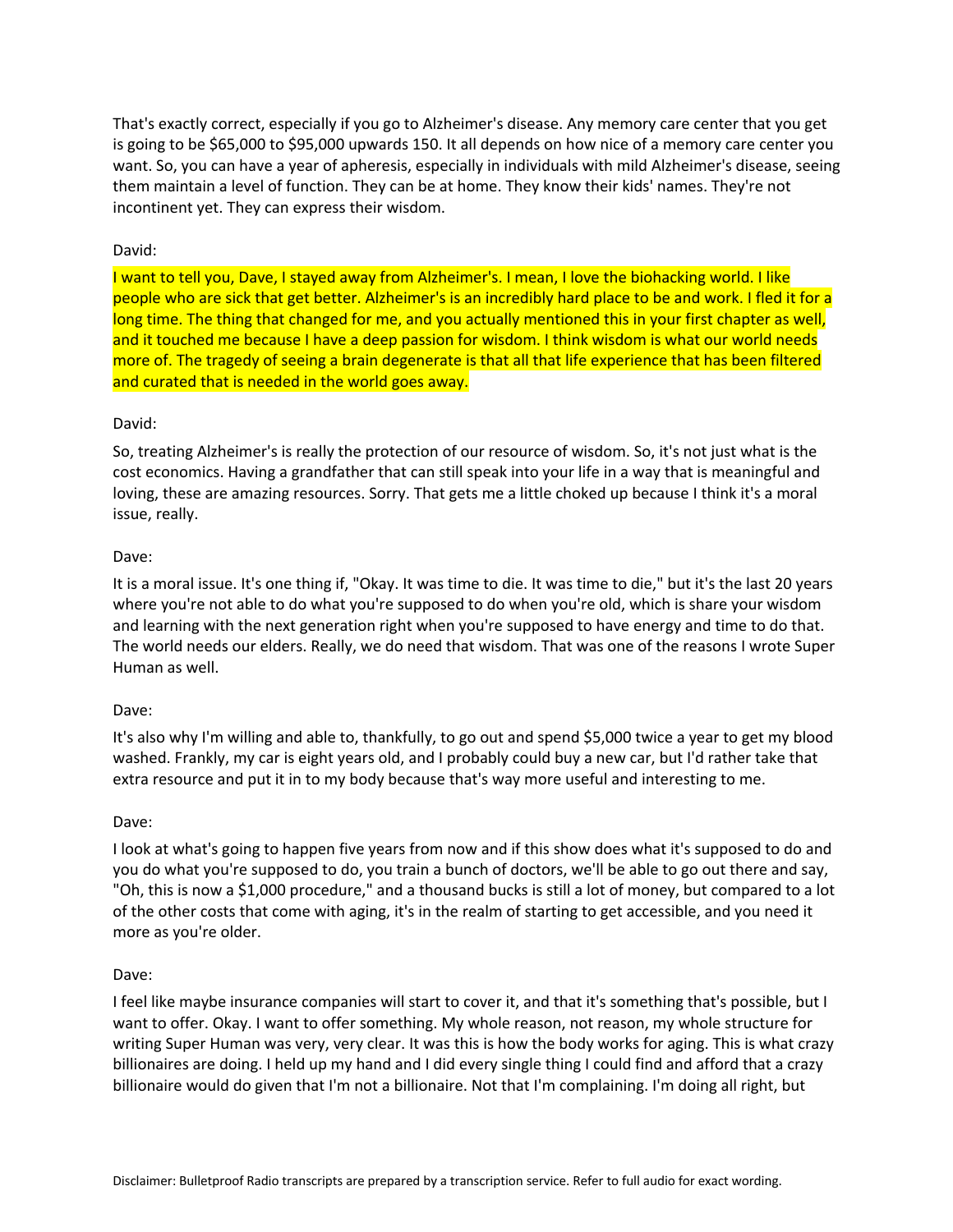That's exactly correct, especially if you go to Alzheimer's disease. Any memory care center that you get is going to be $65,000 to $95,000 upwards 150. It all depends on how nice of a memory care center you want. So, you can have a year of apheresis, especially in individuals with mild Alzheimer's disease, seeing them maintain a level of function. They can be at home. They know their kids' names. They're not incontinent yet. They can express their wisdom.

David:

I want to tell you, Dave, I stayed away from Alzheimer's. I mean, I love the biohacking world. I like people who are sick that get better. Alzheimer's is an incredibly hard place to be and work. I fled it for a long time. The thing that changed for me, and you actually mentioned this in your first chapter as well, and it touched me because I have a deep passion for wisdom. I think wisdom is what our world needs more of. The tragedy of seeing a brain degenerate is that all that life experience that has been filtered and curated that is needed in the world goes away.

David:

So, treating Alzheimer's is really the protection of our resource of wisdom. So, it's not just what is the cost economics. Having a grandfather that can still speak into your life in a way that is meaningful and loving, these are amazing resources. Sorry. That gets me a little choked up because I think it's a moral issue, really.

Dave:

It is a moral issue. It's one thing if, "Okay. It was time to die. It was time to die," but it's the last 20 years where you're not able to do what you're supposed to do when you're old, which is share your wisdom and learning with the next generation right when you're supposed to have energy and time to do that. The world needs our elders. Really, we do need that wisdom. That was one of the reasons I wrote Super Human as well.

Dave:

It's also why I'm willing and able to, thankfully, to go out and spend $5,000 twice a year to get my blood washed. Frankly, my car is eight years old, and I probably could buy a new car, but I'd rather take that extra resource and put it in to my body because that's way more useful and interesting to me.

Dave:

I look at what's going to happen five years from now and if this show does what it's supposed to do and you do what you're supposed to do, you train a bunch of doctors, we'll be able to go out there and say, "Oh, this is now a $1,000 procedure," and a thousand bucks is still a lot of money, but compared to a lot of the other costs that come with aging, it's in the realm of starting to get accessible, and you need it more as you're older.

Dave:

I feel like maybe insurance companies will start to cover it, and that it's something that's possible, but I want to offer. Okay. I want to offer something. My whole reason, not reason, my whole structure for writing Super Human was very, very clear. It was this is how the body works for aging. This is what crazy billionaires are doing. I held up my hand and I did every single thing I could find and afford that a crazy billionaire would do given that I'm not a billionaire. Not that I'm complaining. I'm doing all right, but

Disclaimer: Bulletproof Radio transcripts are prepared by a transcription service. Refer to full audio for exact wording.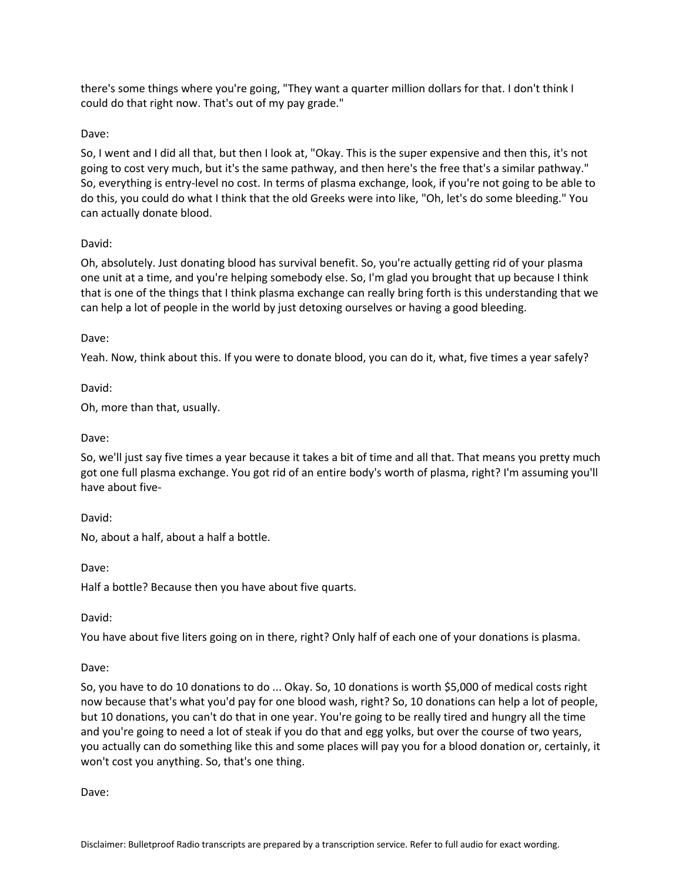there's some things where you're going, "They want a quarter million dollars for that. I don't think I could do that right now. That's out of my pay grade."

Dave:

So, I went and I did all that, but then I look at, "Okay. This is the super expensive and then this, it's not going to cost very much, but it's the same pathway, and then here's the free that's a similar pathway." So, everything is entry-level no cost. In terms of plasma exchange, look, if you're not going to be able to do this, you could do what I think that the old Greeks were into like, "Oh, let's do some bleeding." You can actually donate blood.

David:

Oh, absolutely. Just donating blood has survival benefit. So, you're actually getting rid of your plasma one unit at a time, and you're helping somebody else. So, I'm glad you brought that up because I think that is one of the things that I think plasma exchange can really bring forth is this understanding that we can help a lot of people in the world by just detoxing ourselves or having a good bleeding.

Dave:

Yeah. Now, think about this. If you were to donate blood, you can do it, what, five times a year safely?

David:

Oh, more than that, usually.

Dave:

So, we'll just say five times a year because it takes a bit of time and all that. That means you pretty much got one full plasma exchange. You got rid of an entire body's worth of plasma, right? I'm assuming you'll have about five-

David:

No, about a half, about a half a bottle.

Dave:

Half a bottle? Because then you have about five quarts.

David:

You have about five liters going on in there, right? Only half of each one of your donations is plasma.

Dave:

So, you have to do 10 donations to do ... Okay. So, 10 donations is worth $5,000 of medical costs right now because that's what you'd pay for one blood wash, right? So, 10 donations can help a lot of people, but 10 donations, you can't do that in one year. You're going to be really tired and hungry all the time and you're going to need a lot of steak if you do that and egg yolks, but over the course of two years, you actually can do something like this and some places will pay you for a blood donation or, certainly, it won't cost you anything. So, that's one thing.

Dave: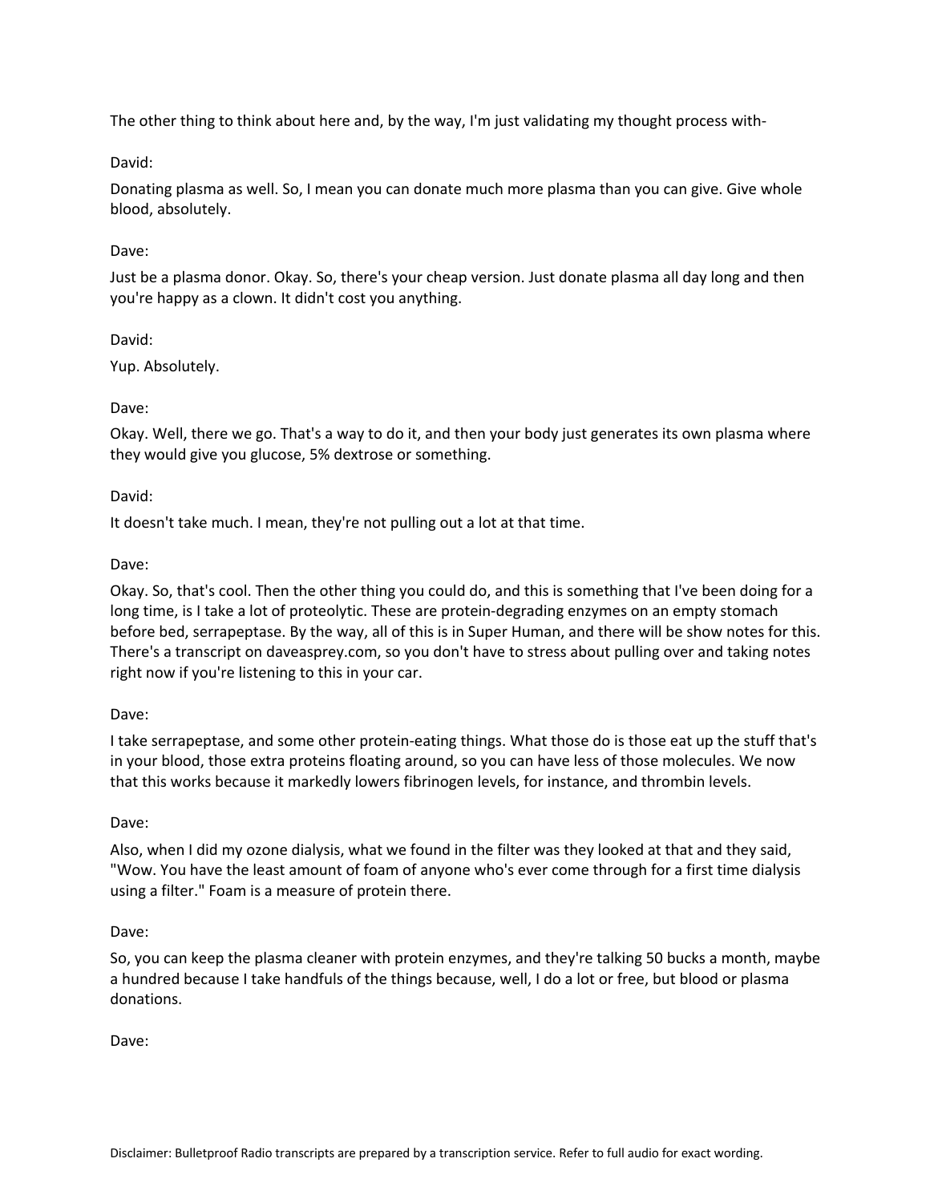The other thing to think about here and, by the way, I'm just validating my thought process with-

David:

Donating plasma as well. So, I mean you can donate much more plasma than you can give. Give whole blood, absolutely.

Dave:

Just be a plasma donor. Okay. So, there's your cheap version. Just donate plasma all day long and then you're happy as a clown. It didn't cost you anything.

David:

Yup. Absolutely.

Dave:

Okay. Well, there we go. That's a way to do it, and then your body just generates its own plasma where they would give you glucose, 5% dextrose or something.

David:

It doesn't take much. I mean, they're not pulling out a lot at that time.

Dave:

Okay. So, that's cool. Then the other thing you could do, and this is something that I've been doing for a long time, is I take a lot of proteolytic. These are protein-degrading enzymes on an empty stomach before bed, serrapeptase. By the way, all of this is in Super Human, and there will be show notes for this. There's a transcript on daveasprey.com, so you don't have to stress about pulling over and taking notes right now if you're listening to this in your car.

Dave:

I take serrapeptase, and some other protein-eating things. What those do is those eat up the stuff that's in your blood, those extra proteins floating around, so you can have less of those molecules. We now that this works because it markedly lowers fibrinogen levels, for instance, and thrombin levels.

Dave:

Also, when I did my ozone dialysis, what we found in the filter was they looked at that and they said, "Wow. You have the least amount of foam of anyone who's ever come through for a first time dialysis using a filter." Foam is a measure of protein there.

Dave:

So, you can keep the plasma cleaner with protein enzymes, and they're talking 50 bucks a month, maybe a hundred because I take handfuls of the things because, well, I do a lot or free, but blood or plasma donations.

Dave: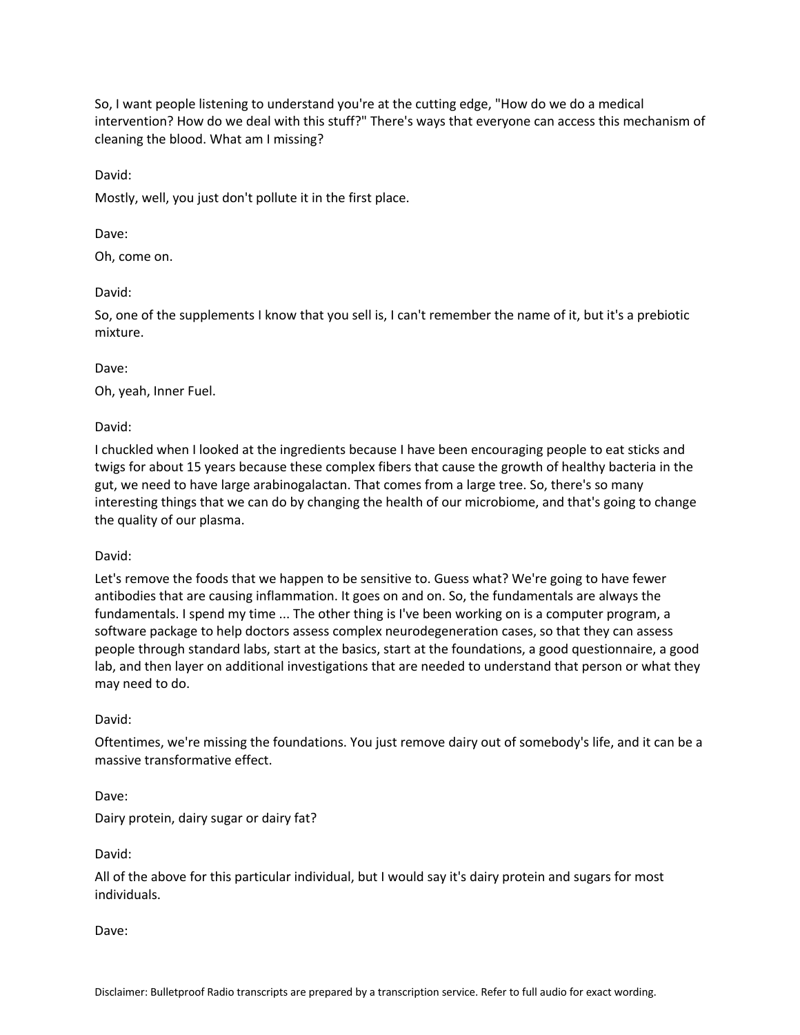So, I want people listening to understand you're at the cutting edge, "How do we do a medical intervention? How do we deal with this stuff?" There's ways that everyone can access this mechanism of cleaning the blood. What am I missing?

David:

Mostly, well, you just don't pollute it in the first place.

Dave:

Oh, come on.

David:

So, one of the supplements I know that you sell is, I can't remember the name of it, but it's a prebiotic mixture.

Dave:

Oh, yeah, Inner Fuel.

David:

I chuckled when I looked at the ingredients because I have been encouraging people to eat sticks and twigs for about 15 years because these complex fibers that cause the growth of healthy bacteria in the gut, we need to have large arabinogalactan. That comes from a large tree. So, there's so many interesting things that we can do by changing the health of our microbiome, and that's going to change the quality of our plasma.

David:

Let's remove the foods that we happen to be sensitive to. Guess what? We're going to have fewer antibodies that are causing inflammation. It goes on and on. So, the fundamentals are always the fundamentals. I spend my time ... The other thing is I've been working on is a computer program, a software package to help doctors assess complex neurodegeneration cases, so that they can assess people through standard labs, start at the basics, start at the foundations, a good questionnaire, a good lab, and then layer on additional investigations that are needed to understand that person or what they may need to do.

David:

Oftentimes, we're missing the foundations. You just remove dairy out of somebody's life, and it can be a massive transformative effect.

Dave:

Dairy protein, dairy sugar or dairy fat?

David:

All of the above for this particular individual, but I would say it's dairy protein and sugars for most individuals.

Dave: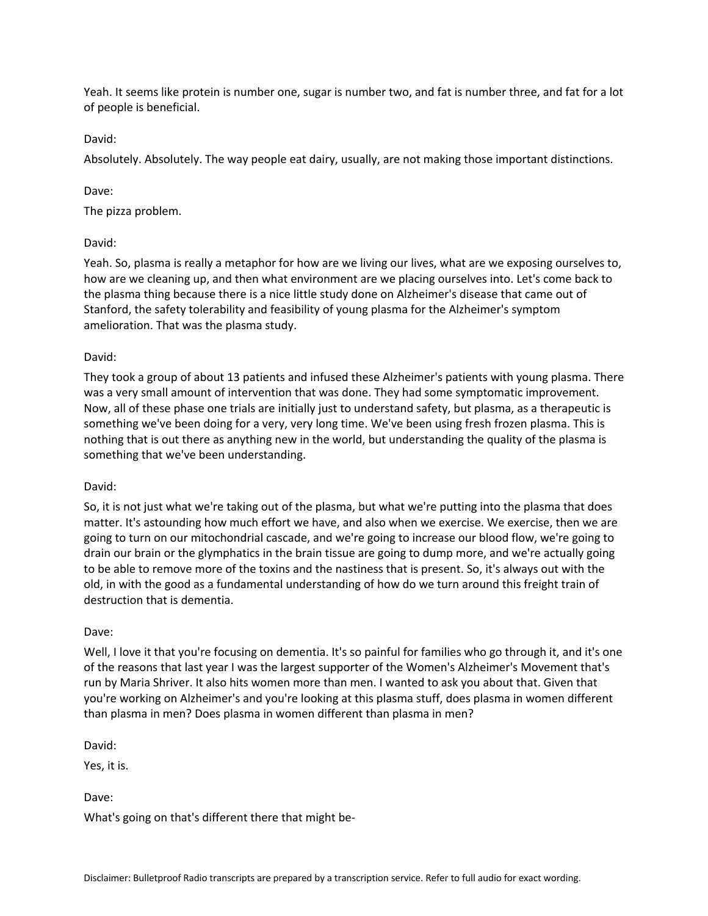Yeah. It seems like protein is number one, sugar is number two, and fat is number three, and fat for a lot of people is beneficial.

David:

Absolutely. Absolutely. The way people eat dairy, usually, are not making those important distinctions.

Dave:

The pizza problem.

David:

Yeah. So, plasma is really a metaphor for how are we living our lives, what are we exposing ourselves to, how are we cleaning up, and then what environment are we placing ourselves into. Let's come back to the plasma thing because there is a nice little study done on Alzheimer's disease that came out of Stanford, the safety tolerability and feasibility of young plasma for the Alzheimer's symptom amelioration. That was the plasma study.

David:

They took a group of about 13 patients and infused these Alzheimer's patients with young plasma. There was a very small amount of intervention that was done. They had some symptomatic improvement. Now, all of these phase one trials are initially just to understand safety, but plasma, as a therapeutic is something we've been doing for a very, very long time. We've been using fresh frozen plasma. This is nothing that is out there as anything new in the world, but understanding the quality of the plasma is something that we've been understanding.

David:

So, it is not just what we're taking out of the plasma, but what we're putting into the plasma that does matter. It's astounding how much effort we have, and also when we exercise. We exercise, then we are going to turn on our mitochondrial cascade, and we're going to increase our blood flow, we're going to drain our brain or the glymphatics in the brain tissue are going to dump more, and we're actually going to be able to remove more of the toxins and the nastiness that is present. So, it's always out with the old, in with the good as a fundamental understanding of how do we turn around this freight train of destruction that is dementia.

Dave:

Well, I love it that you're focusing on dementia. It's so painful for families who go through it, and it's one of the reasons that last year I was the largest supporter of the Women's Alzheimer's Movement that's run by Maria Shriver. It also hits women more than men. I wanted to ask you about that. Given that you're working on Alzheimer's and you're looking at this plasma stuff, does plasma in women different than plasma in men? Does plasma in women different than plasma in men?

David:

Yes, it is.

Dave:

What's going on that's different there that might be-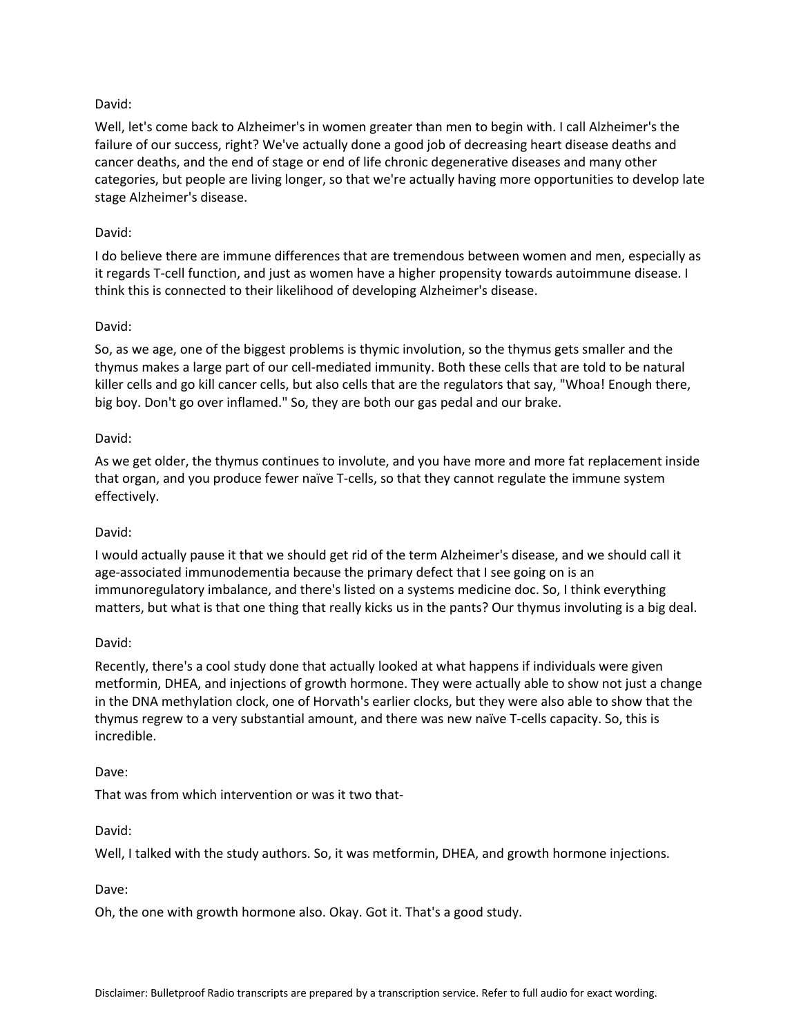David:

Well, let's come back to Alzheimer's in women greater than men to begin with. I call Alzheimer's the failure of our success, right? We've actually done a good job of decreasing heart disease deaths and cancer deaths, and the end of stage or end of life chronic degenerative diseases and many other categories, but people are living longer, so that we're actually having more opportunities to develop late stage Alzheimer's disease.

David:

I do believe there are immune differences that are tremendous between women and men, especially as it regards T-cell function, and just as women have a higher propensity towards autoimmune disease. I think this is connected to their likelihood of developing Alzheimer's disease.

David:

So, as we age, one of the biggest problems is thymic involution, so the thymus gets smaller and the thymus makes a large part of our cell-mediated immunity. Both these cells that are told to be natural killer cells and go kill cancer cells, but also cells that are the regulators that say, "Whoa! Enough there, big boy. Don't go over inflamed." So, they are both our gas pedal and our brake.

David:

As we get older, the thymus continues to involute, and you have more and more fat replacement inside that organ, and you produce fewer naïve T-cells, so that they cannot regulate the immune system effectively.

David:

I would actually pause it that we should get rid of the term Alzheimer's disease, and we should call it age-associated immunodementia because the primary defect that I see going on is an immunoregulatory imbalance, and there's listed on a systems medicine doc. So, I think everything matters, but what is that one thing that really kicks us in the pants? Our thymus involuting is a big deal.

David:

Recently, there's a cool study done that actually looked at what happens if individuals were given metformin, DHEA, and injections of growth hormone. They were actually able to show not just a change in the DNA methylation clock, one of Horvath's earlier clocks, but they were also able to show that the thymus regrew to a very substantial amount, and there was new naïve T-cells capacity. So, this is incredible.

Dave:

That was from which intervention or was it two that-

David:

Well, I talked with the study authors. So, it was metformin, DHEA, and growth hormone injections.

Dave:

Oh, the one with growth hormone also. Okay. Got it. That's a good study.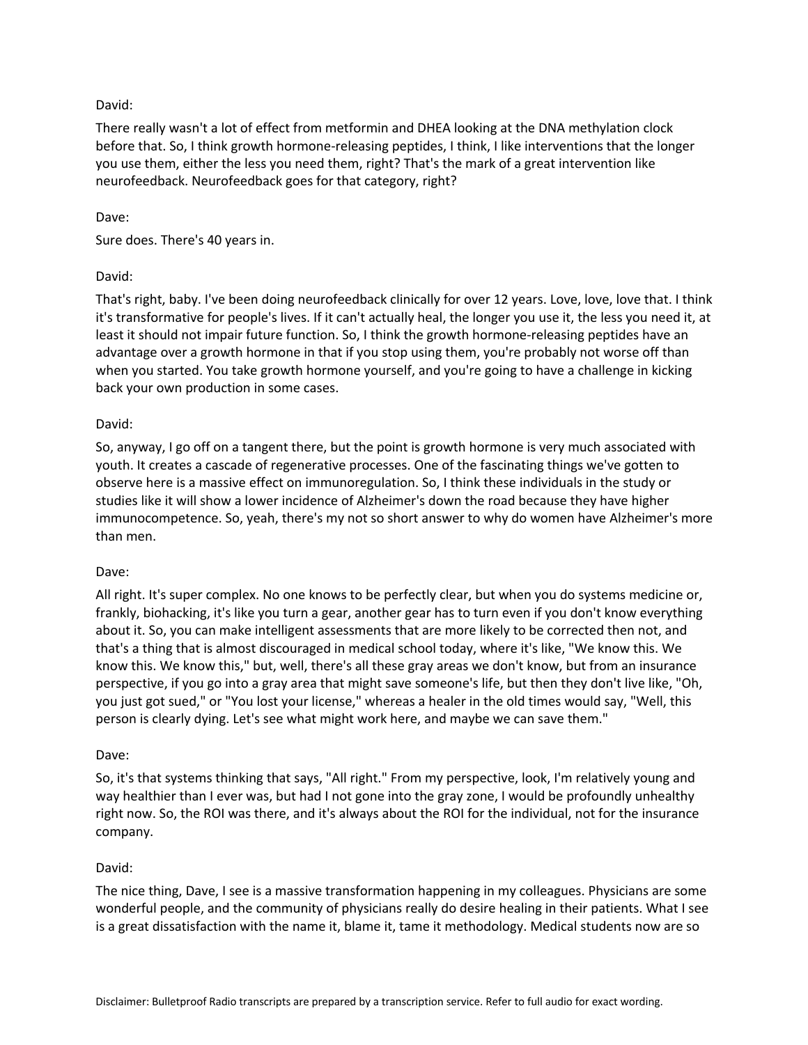David:

There really wasn't a lot of effect from metformin and DHEA looking at the DNA methylation clock before that. So, I think growth hormone-releasing peptides, I think, I like interventions that the longer you use them, either the less you need them, right? That's the mark of a great intervention like neurofeedback. Neurofeedback goes for that category, right?

Dave:

Sure does. There's 40 years in.

David:

That's right, baby. I've been doing neurofeedback clinically for over 12 years. Love, love, love that. I think it's transformative for people's lives. If it can't actually heal, the longer you use it, the less you need it, at least it should not impair future function. So, I think the growth hormone-releasing peptides have an advantage over a growth hormone in that if you stop using them, you're probably not worse off than when you started. You take growth hormone yourself, and you're going to have a challenge in kicking back your own production in some cases.

David:

So, anyway, I go off on a tangent there, but the point is growth hormone is very much associated with youth. It creates a cascade of regenerative processes. One of the fascinating things we've gotten to observe here is a massive effect on immunoregulation. So, I think these individuals in the study or studies like it will show a lower incidence of Alzheimer's down the road because they have higher immunocompetence. So, yeah, there's my not so short answer to why do women have Alzheimer's more than men.

Dave:

All right. It's super complex. No one knows to be perfectly clear, but when you do systems medicine or, frankly, biohacking, it's like you turn a gear, another gear has to turn even if you don't know everything about it. So, you can make intelligent assessments that are more likely to be corrected then not, and that's a thing that is almost discouraged in medical school today, where it's like, "We know this. We know this. We know this," but, well, there's all these gray areas we don't know, but from an insurance perspective, if you go into a gray area that might save someone's life, but then they don't live like, "Oh, you just got sued," or "You lost your license," whereas a healer in the old times would say, "Well, this person is clearly dying. Let's see what might work here, and maybe we can save them."

Dave:

So, it's that systems thinking that says, "All right." From my perspective, look, I'm relatively young and way healthier than I ever was, but had I not gone into the gray zone, I would be profoundly unhealthy right now. So, the ROI was there, and it's always about the ROI for the individual, not for the insurance company.

David:

The nice thing, Dave, I see is a massive transformation happening in my colleagues. Physicians are some wonderful people, and the community of physicians really do desire healing in their patients. What I see is a great dissatisfaction with the name it, blame it, tame it methodology. Medical students now are so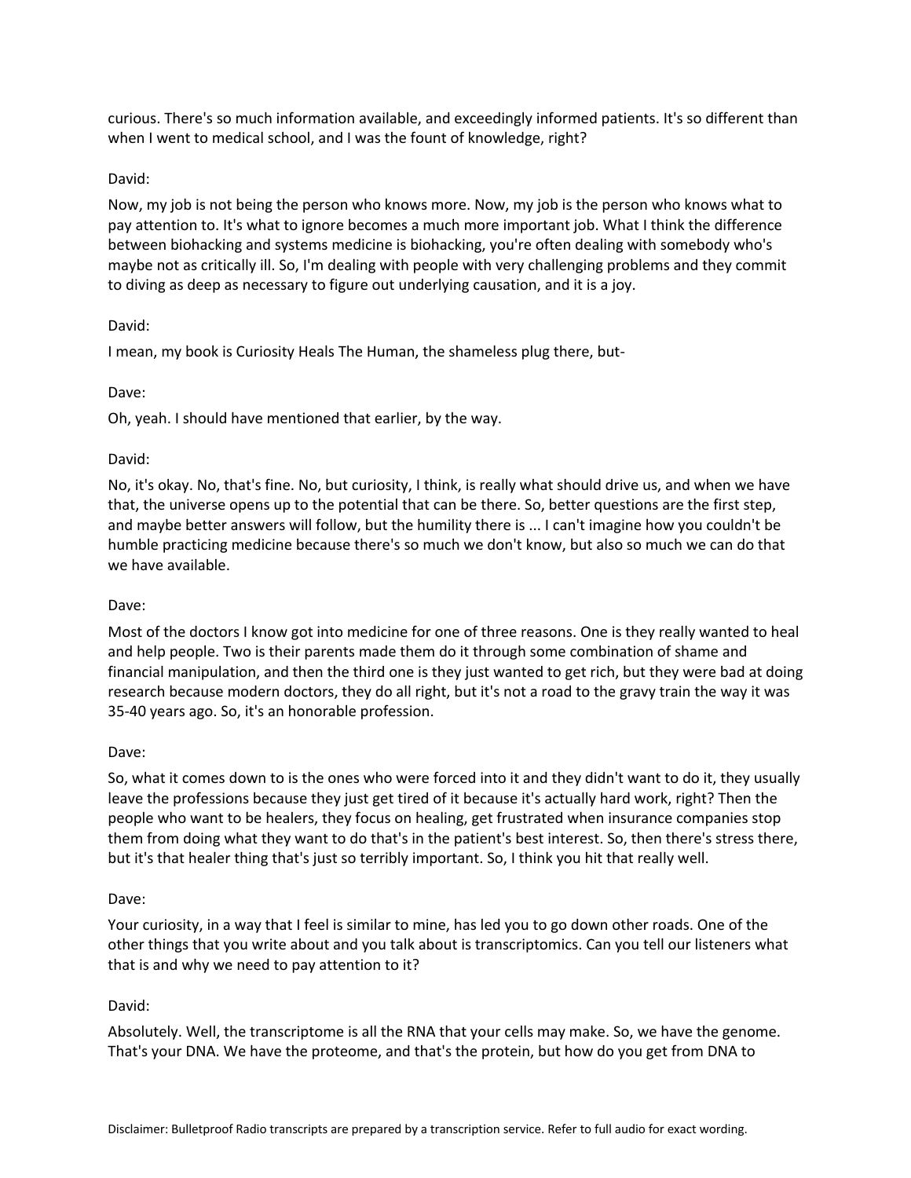curious. There's so much information available, and exceedingly informed patients. It's so different than when I went to medical school, and I was the fount of knowledge, right?

David:

Now, my job is not being the person who knows more. Now, my job is the person who knows what to pay attention to. It's what to ignore becomes a much more important job. What I think the difference between biohacking and systems medicine is biohacking, you're often dealing with somebody who's maybe not as critically ill. So, I'm dealing with people with very challenging problems and they commit to diving as deep as necessary to figure out underlying causation, and it is a joy.

David:

I mean, my book is Curiosity Heals The Human, the shameless plug there, but-

Dave:

Oh, yeah. I should have mentioned that earlier, by the way.

David:

No, it's okay. No, that's fine. No, but curiosity, I think, is really what should drive us, and when we have that, the universe opens up to the potential that can be there. So, better questions are the first step, and maybe better answers will follow, but the humility there is ... I can't imagine how you couldn't be humble practicing medicine because there's so much we don't know, but also so much we can do that we have available.

Dave:

Most of the doctors I know got into medicine for one of three reasons. One is they really wanted to heal and help people. Two is their parents made them do it through some combination of shame and financial manipulation, and then the third one is they just wanted to get rich, but they were bad at doing research because modern doctors, they do all right, but it's not a road to the gravy train the way it was 35-40 years ago. So, it's an honorable profession.

Dave:

So, what it comes down to is the ones who were forced into it and they didn't want to do it, they usually leave the professions because they just get tired of it because it's actually hard work, right? Then the people who want to be healers, they focus on healing, get frustrated when insurance companies stop them from doing what they want to do that's in the patient's best interest. So, then there's stress there, but it's that healer thing that's just so terribly important. So, I think you hit that really well.

Dave:

Your curiosity, in a way that I feel is similar to mine, has led you to go down other roads. One of the other things that you write about and you talk about is transcriptomics. Can you tell our listeners what that is and why we need to pay attention to it?

David:

Absolutely. Well, the transcriptome is all the RNA that your cells may make. So, we have the genome. That's your DNA. We have the proteome, and that's the protein, but how do you get from DNA to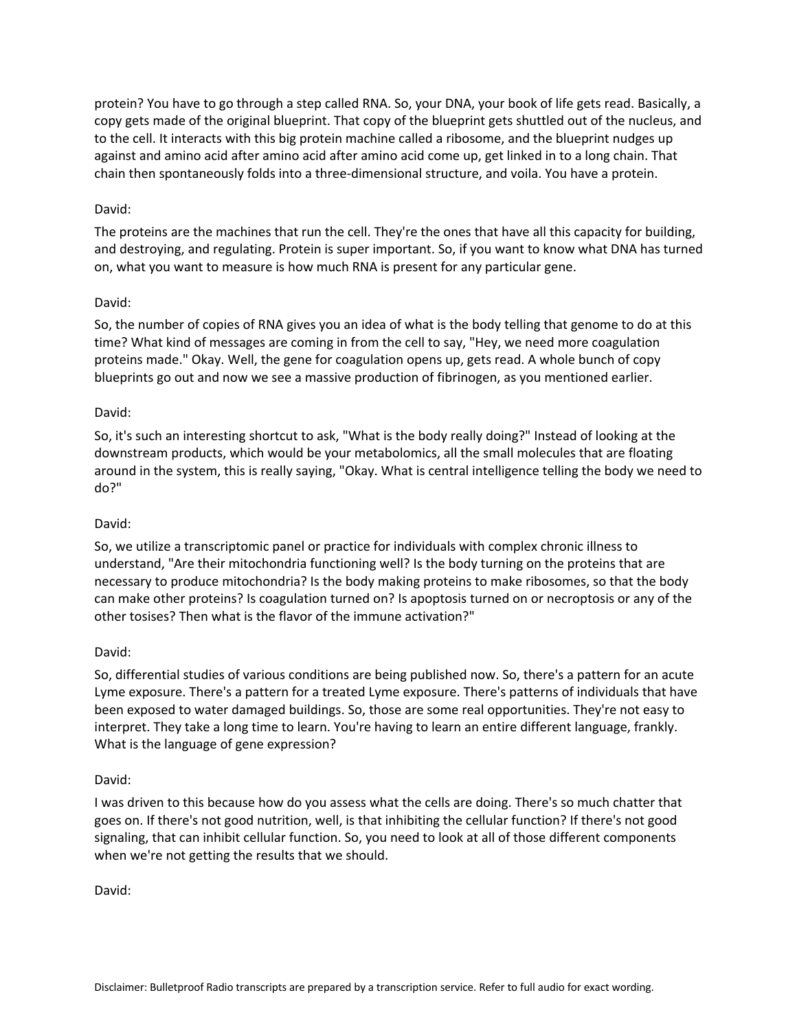protein? You have to go through a step called RNA. So, your DNA, your book of life gets read. Basically, a copy gets made of the original blueprint. That copy of the blueprint gets shuttled out of the nucleus, and to the cell. It interacts with this big protein machine called a ribosome, and the blueprint nudges up against and amino acid after amino acid after amino acid come up, get linked in to a long chain. That chain then spontaneously folds into a three-dimensional structure, and voila. You have a protein.

David:

The proteins are the machines that run the cell. They're the ones that have all this capacity for building, and destroying, and regulating. Protein is super important. So, if you want to know what DNA has turned on, what you want to measure is how much RNA is present for any particular gene.

David:

So, the number of copies of RNA gives you an idea of what is the body telling that genome to do at this time? What kind of messages are coming in from the cell to say, "Hey, we need more coagulation proteins made." Okay. Well, the gene for coagulation opens up, gets read. A whole bunch of copy blueprints go out and now we see a massive production of fibrinogen, as you mentioned earlier.

David:

So, it's such an interesting shortcut to ask, "What is the body really doing?" Instead of looking at the downstream products, which would be your metabolomics, all the small molecules that are floating around in the system, this is really saying, "Okay. What is central intelligence telling the body we need to do?"

David:

So, we utilize a transcriptomic panel or practice for individuals with complex chronic illness to understand, "Are their mitochondria functioning well? Is the body turning on the proteins that are necessary to produce mitochondria? Is the body making proteins to make ribosomes, so that the body can make other proteins? Is coagulation turned on? Is apoptosis turned on or necroptosis or any of the other tosises? Then what is the flavor of the immune activation?"

David:

So, differential studies of various conditions are being published now. So, there's a pattern for an acute Lyme exposure. There's a pattern for a treated Lyme exposure. There's patterns of individuals that have been exposed to water damaged buildings. So, those are some real opportunities. They're not easy to interpret. They take a long time to learn. You're having to learn an entire different language, frankly. What is the language of gene expression?

David:

I was driven to this because how do you assess what the cells are doing. There's so much chatter that goes on. If there's not good nutrition, well, is that inhibiting the cellular function? If there's not good signaling, that can inhibit cellular function. So, you need to look at all of those different components when we're not getting the results that we should.

David:

Disclaimer: Bulletproof Radio transcripts are prepared by a transcription service. Refer to full audio for exact wording.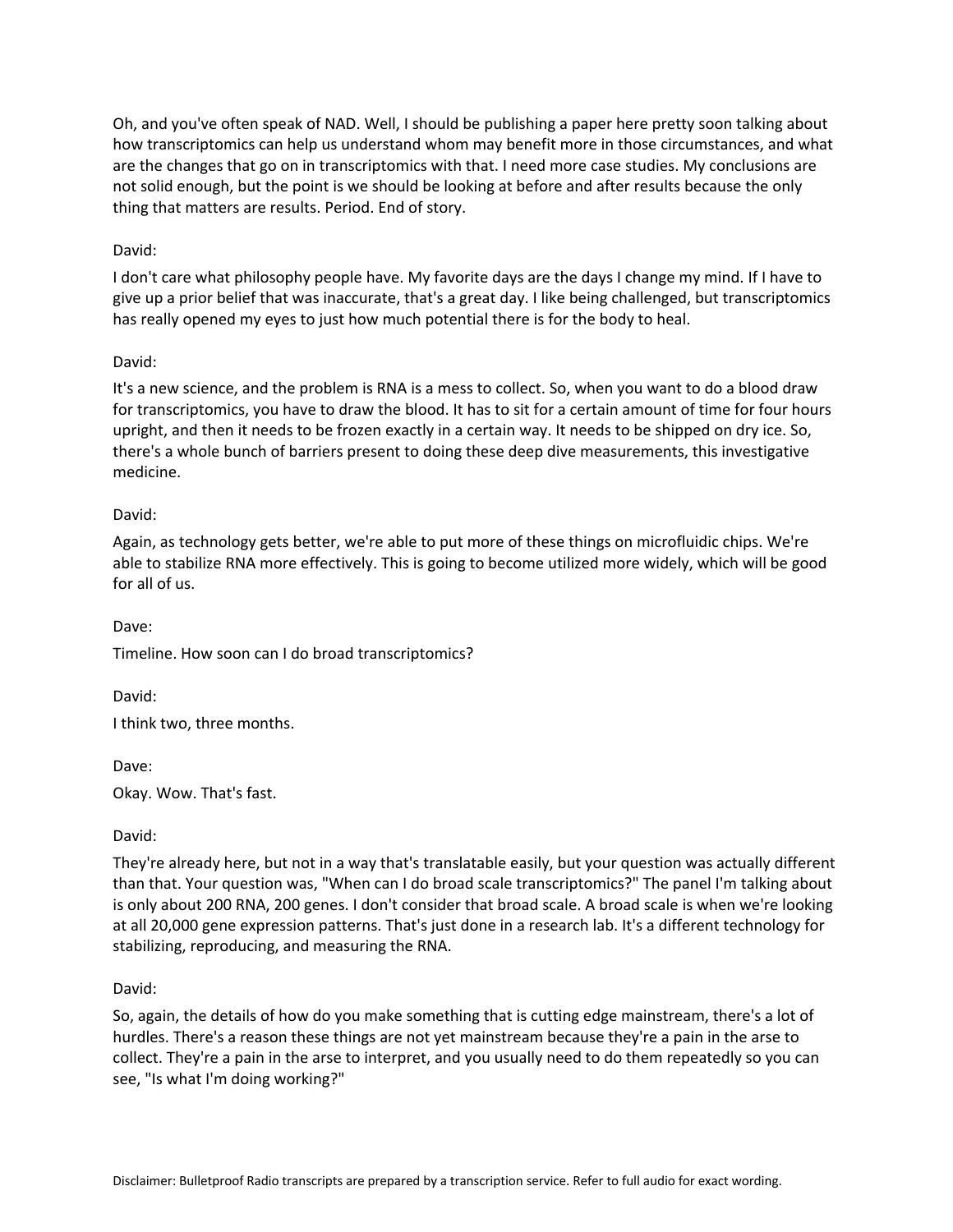Oh, and you've often speak of NAD. Well, I should be publishing a paper here pretty soon talking about how transcriptomics can help us understand whom may benefit more in those circumstances, and what are the changes that go on in transcriptomics with that. I need more case studies. My conclusions are not solid enough, but the point is we should be looking at before and after results because the only thing that matters are results. Period. End of story.

David:

I don't care what philosophy people have. My favorite days are the days I change my mind. If I have to give up a prior belief that was inaccurate, that's a great day. I like being challenged, but transcriptomics has really opened my eyes to just how much potential there is for the body to heal.

David:

It's a new science, and the problem is RNA is a mess to collect. So, when you want to do a blood draw for transcriptomics, you have to draw the blood. It has to sit for a certain amount of time for four hours upright, and then it needs to be frozen exactly in a certain way. It needs to be shipped on dry ice. So, there's a whole bunch of barriers present to doing these deep dive measurements, this investigative medicine.

David:

Again, as technology gets better, we're able to put more of these things on microfluidic chips. We're able to stabilize RNA more effectively. This is going to become utilized more widely, which will be good for all of us.

Dave:

Timeline. How soon can I do broad transcriptomics?

David:

I think two, three months.

Dave:

Okay. Wow. That's fast.

David:

They're already here, but not in a way that's translatable easily, but your question was actually different than that. Your question was, "When can I do broad scale transcriptomics?" The panel I'm talking about is only about 200 RNA, 200 genes. I don't consider that broad scale. A broad scale is when we're looking at all 20,000 gene expression patterns. That's just done in a research lab. It's a different technology for stabilizing, reproducing, and measuring the RNA.

David:

So, again, the details of how do you make something that is cutting edge mainstream, there's a lot of hurdles. There's a reason these things are not yet mainstream because they're a pain in the arse to collect. They're a pain in the arse to interpret, and you usually need to do them repeatedly so you can see, "Is what I'm doing working?"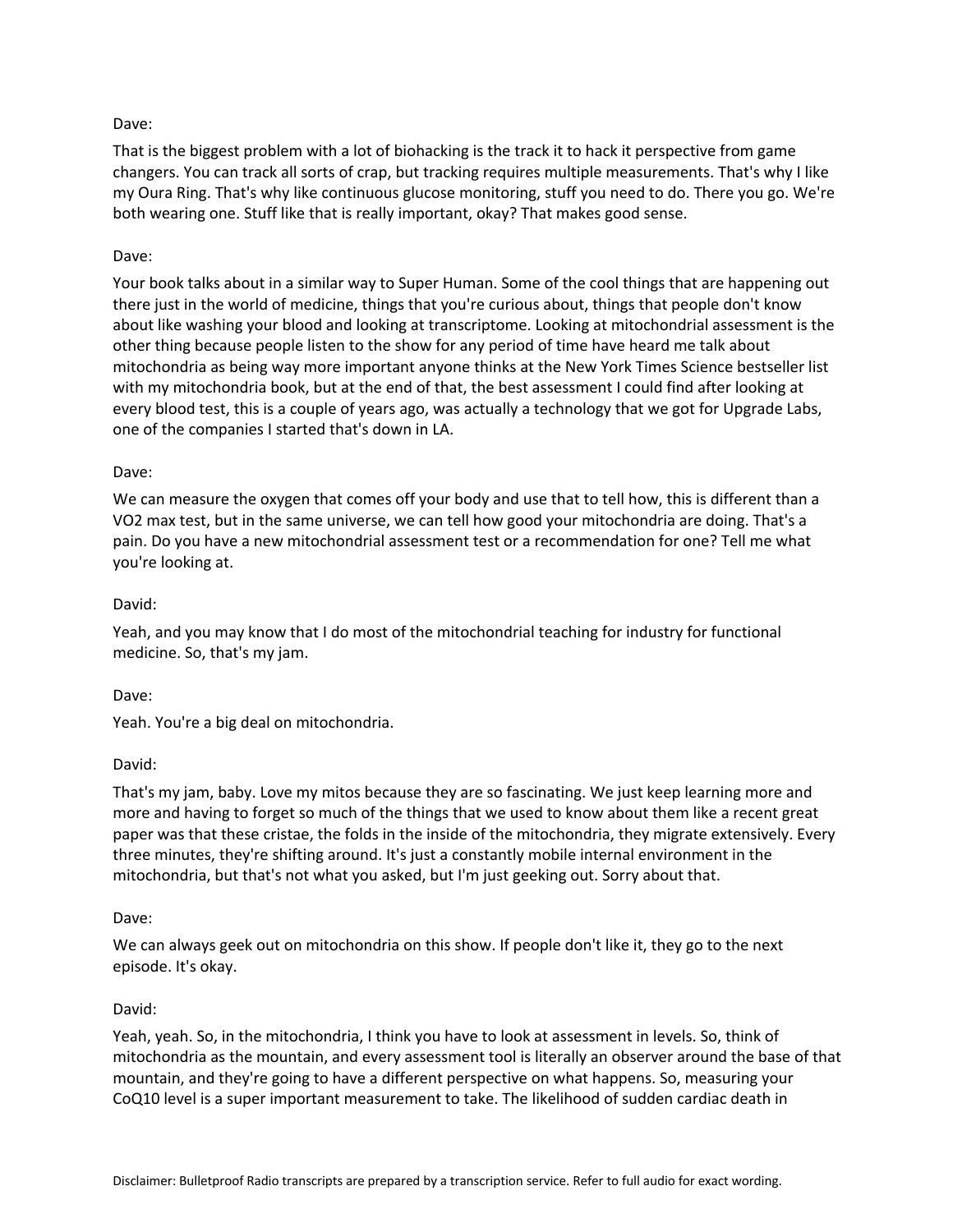Dave:

That is the biggest problem with a lot of biohacking is the track it to hack it perspective from game changers. You can track all sorts of crap, but tracking requires multiple measurements. That's why I like my Oura Ring. That's why like continuous glucose monitoring, stuff you need to do. There you go. We're both wearing one. Stuff like that is really important, okay? That makes good sense.

Dave:

Your book talks about in a similar way to Super Human. Some of the cool things that are happening out there just in the world of medicine, things that you're curious about, things that people don't know about like washing your blood and looking at transcriptome. Looking at mitochondrial assessment is the other thing because people listen to the show for any period of time have heard me talk about mitochondria as being way more important anyone thinks at the New York Times Science bestseller list with my mitochondria book, but at the end of that, the best assessment I could find after looking at every blood test, this is a couple of years ago, was actually a technology that we got for Upgrade Labs, one of the companies I started that's down in LA.

Dave:

We can measure the oxygen that comes off your body and use that to tell how, this is different than a VO2 max test, but in the same universe, we can tell how good your mitochondria are doing. That's a pain. Do you have a new mitochondrial assessment test or a recommendation for one? Tell me what you're looking at.

David:

Yeah, and you may know that I do most of the mitochondrial teaching for industry for functional medicine. So, that's my jam.

Dave:

Yeah. You're a big deal on mitochondria.

David:

That's my jam, baby. Love my mitos because they are so fascinating. We just keep learning more and more and having to forget so much of the things that we used to know about them like a recent great paper was that these cristae, the folds in the inside of the mitochondria, they migrate extensively. Every three minutes, they're shifting around. It's just a constantly mobile internal environment in the mitochondria, but that's not what you asked, but I'm just geeking out. Sorry about that.

Dave:

We can always geek out on mitochondria on this show. If people don't like it, they go to the next episode. It's okay.

David:

Yeah, yeah. So, in the mitochondria, I think you have to look at assessment in levels. So, think of mitochondria as the mountain, and every assessment tool is literally an observer around the base of that mountain, and they're going to have a different perspective on what happens. So, measuring your CoQ10 level is a super important measurement to take. The likelihood of sudden cardiac death in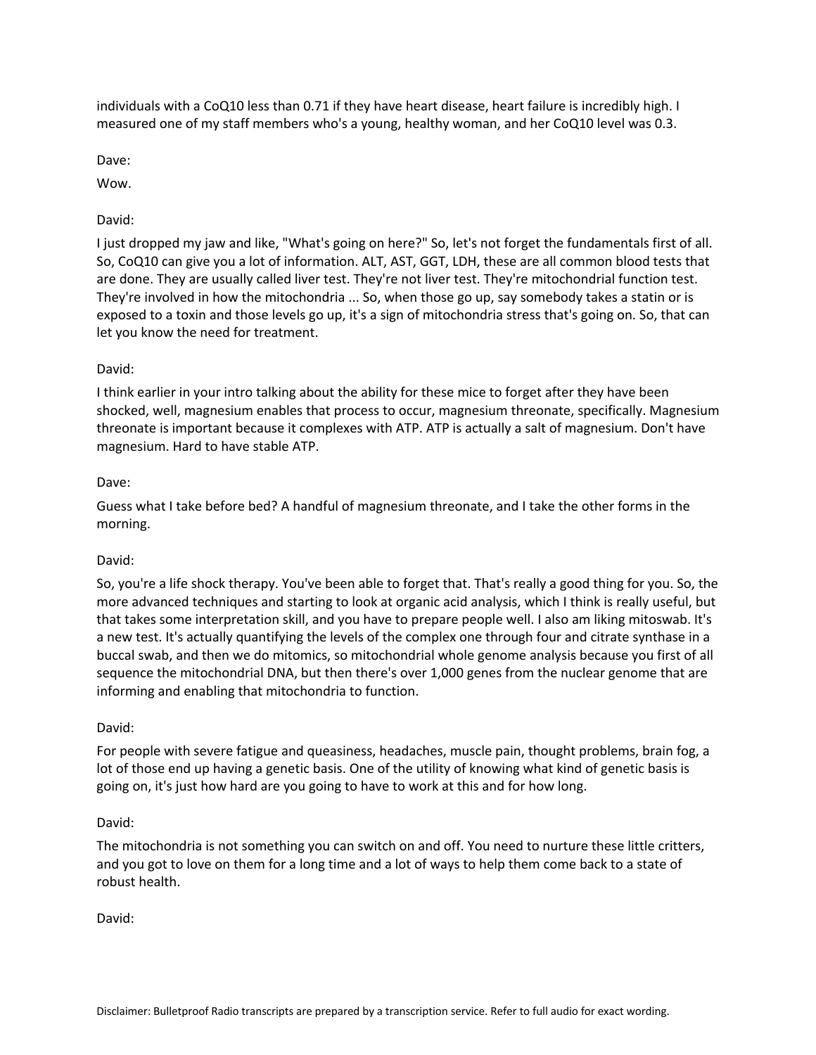individuals with a CoQ10 less than 0.71 if they have heart disease, heart failure is incredibly high. I measured one of my staff members who's a young, healthy woman, and her CoQ10 level was 0.3.

Dave:

Wow.

David:

I just dropped my jaw and like, "What's going on here?" So, let's not forget the fundamentals first of all. So, CoQ10 can give you a lot of information. ALT, AST, GGT, LDH, these are all common blood tests that are done. They are usually called liver test. They're not liver test. They're mitochondrial function test. They're involved in how the mitochondria ... So, when those go up, say somebody takes a statin or is exposed to a toxin and those levels go up, it's a sign of mitochondria stress that's going on. So, that can let you know the need for treatment.

David:

I think earlier in your intro talking about the ability for these mice to forget after they have been shocked, well, magnesium enables that process to occur, magnesium threonate, specifically. Magnesium threonate is important because it complexes with ATP. ATP is actually a salt of magnesium. Don't have magnesium. Hard to have stable ATP.

Dave:

Guess what I take before bed? A handful of magnesium threonate, and I take the other forms in the morning.

David:

So, you're a life shock therapy. You've been able to forget that. That's really a good thing for you. So, the more advanced techniques and starting to look at organic acid analysis, which I think is really useful, but that takes some interpretation skill, and you have to prepare people well. I also am liking mitoswab. It's a new test. It's actually quantifying the levels of the complex one through four and citrate synthase in a buccal swab, and then we do mitomics, so mitochondrial whole genome analysis because you first of all sequence the mitochondrial DNA, but then there's over 1,000 genes from the nuclear genome that are informing and enabling that mitochondria to function.

David:

For people with severe fatigue and queasiness, headaches, muscle pain, thought problems, brain fog, a lot of those end up having a genetic basis. One of the utility of knowing what kind of genetic basis is going on, it's just how hard are you going to have to work at this and for how long.

David:

The mitochondria is not something you can switch on and off. You need to nurture these little critters, and you got to love on them for a long time and a lot of ways to help them come back to a state of robust health.

David: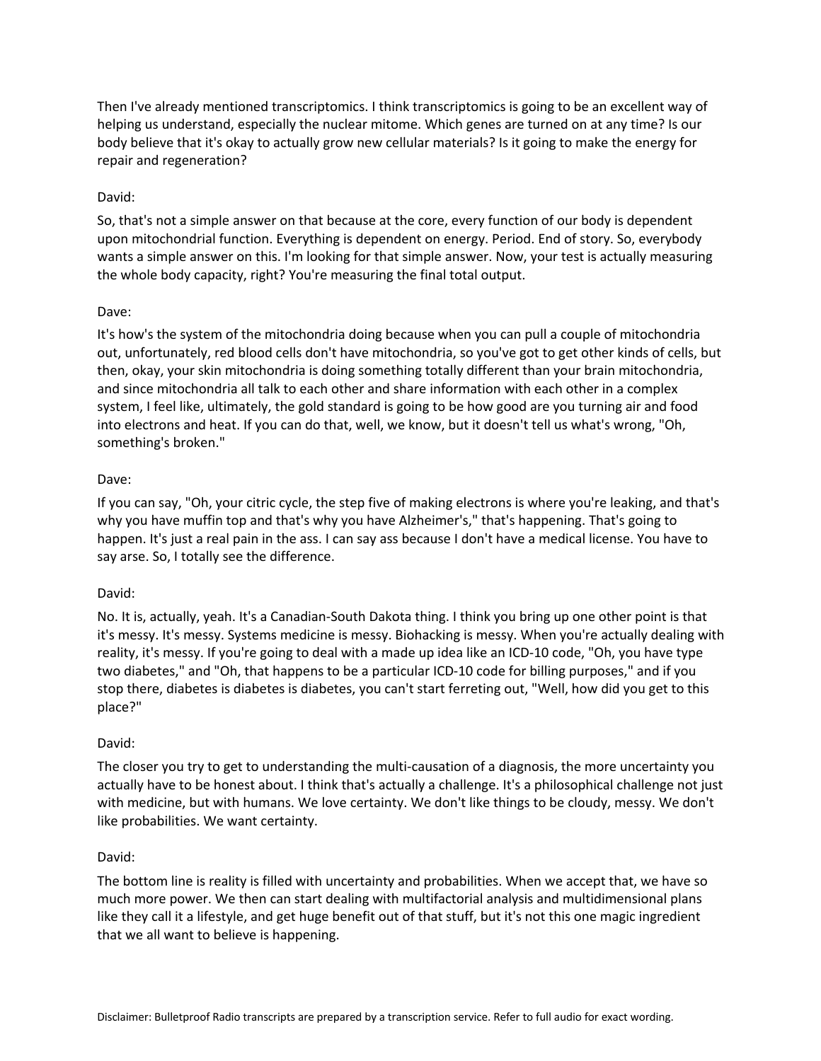Then I've already mentioned transcriptomics. I think transcriptomics is going to be an excellent way of helping us understand, especially the nuclear mitome. Which genes are turned on at any time? Is our body believe that it's okay to actually grow new cellular materials? Is it going to make the energy for repair and regeneration?

David:

So, that's not a simple answer on that because at the core, every function of our body is dependent upon mitochondrial function. Everything is dependent on energy. Period. End of story. So, everybody wants a simple answer on this. I'm looking for that simple answer. Now, your test is actually measuring the whole body capacity, right? You're measuring the final total output.

Dave:

It's how's the system of the mitochondria doing because when you can pull a couple of mitochondria out, unfortunately, red blood cells don't have mitochondria, so you've got to get other kinds of cells, but then, okay, your skin mitochondria is doing something totally different than your brain mitochondria, and since mitochondria all talk to each other and share information with each other in a complex system, I feel like, ultimately, the gold standard is going to be how good are you turning air and food into electrons and heat. If you can do that, well, we know, but it doesn't tell us what's wrong, "Oh, something's broken."

Dave:

If you can say, "Oh, your citric cycle, the step five of making electrons is where you're leaking, and that's why you have muffin top and that's why you have Alzheimer's," that's happening. That's going to happen. It's just a real pain in the ass. I can say ass because I don't have a medical license. You have to say arse. So, I totally see the difference.

David:

No. It is, actually, yeah. It's a Canadian-South Dakota thing. I think you bring up one other point is that it's messy. It's messy. Systems medicine is messy. Biohacking is messy. When you're actually dealing with reality, it's messy. If you're going to deal with a made up idea like an ICD-10 code, "Oh, you have type two diabetes," and "Oh, that happens to be a particular ICD-10 code for billing purposes," and if you stop there, diabetes is diabetes is diabetes, you can't start ferreting out, "Well, how did you get to this place?"

David:

The closer you try to get to understanding the multi-causation of a diagnosis, the more uncertainty you actually have to be honest about. I think that's actually a challenge. It's a philosophical challenge not just with medicine, but with humans. We love certainty. We don't like things to be cloudy, messy. We don't like probabilities. We want certainty.

David:

The bottom line is reality is filled with uncertainty and probabilities. When we accept that, we have so much more power. We then can start dealing with multifactorial analysis and multidimensional plans like they call it a lifestyle, and get huge benefit out of that stuff, but it's not this one magic ingredient that we all want to believe is happening.

Disclaimer: Bulletproof Radio transcripts are prepared by a transcription service. Refer to full audio for exact wording.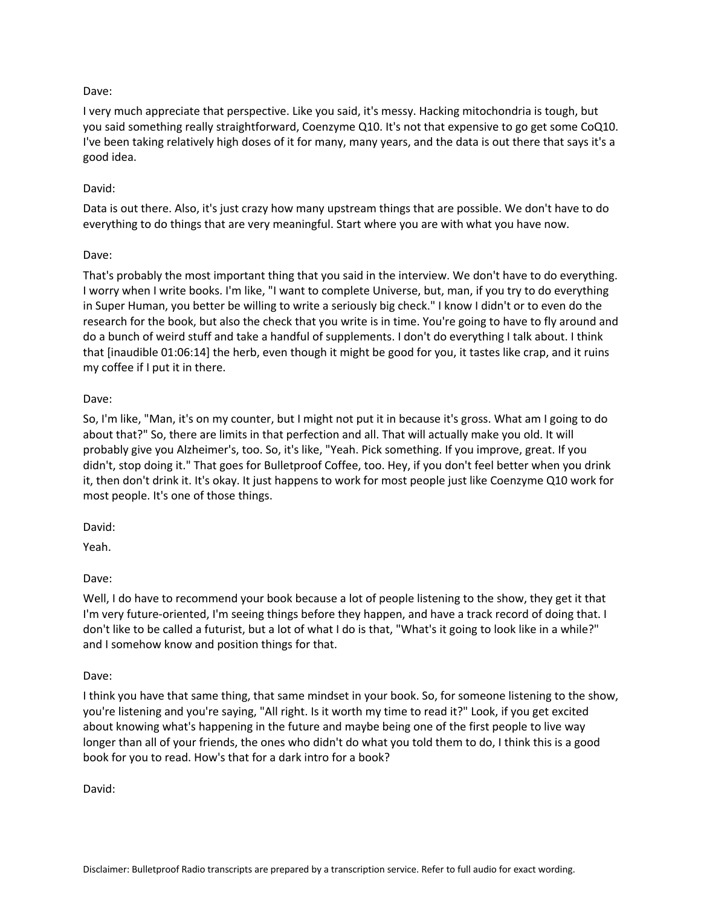Dave:

I very much appreciate that perspective. Like you said, it's messy. Hacking mitochondria is tough, but you said something really straightforward, Coenzyme Q10. It's not that expensive to go get some CoQ10. I've been taking relatively high doses of it for many, many years, and the data is out there that says it's a good idea.

David:

Data is out there. Also, it's just crazy how many upstream things that are possible. We don't have to do everything to do things that are very meaningful. Start where you are with what you have now.

Dave:

That's probably the most important thing that you said in the interview. We don't have to do everything. I worry when I write books. I'm like, "I want to complete Universe, but, man, if you try to do everything in Super Human, you better be willing to write a seriously big check." I know I didn't or to even do the research for the book, but also the check that you write is in time. You're going to have to fly around and do a bunch of weird stuff and take a handful of supplements. I don't do everything I talk about. I think that [inaudible 01:06:14] the herb, even though it might be good for you, it tastes like crap, and it ruins my coffee if I put it in there.

Dave:

So, I'm like, "Man, it's on my counter, but I might not put it in because it's gross. What am I going to do about that?" So, there are limits in that perfection and all. That will actually make you old. It will probably give you Alzheimer's, too. So, it's like, "Yeah. Pick something. If you improve, great. If you didn't, stop doing it." That goes for Bulletproof Coffee, too. Hey, if you don't feel better when you drink it, then don't drink it. It's okay. It just happens to work for most people just like Coenzyme Q10 work for most people. It's one of those things.

David:

Yeah.

Dave:

Well, I do have to recommend your book because a lot of people listening to the show, they get it that I'm very future-oriented, I'm seeing things before they happen, and have a track record of doing that. I don't like to be called a futurist, but a lot of what I do is that, "What's it going to look like in a while?" and I somehow know and position things for that.

Dave:

I think you have that same thing, that same mindset in your book. So, for someone listening to the show, you're listening and you're saying, "All right. Is it worth my time to read it?" Look, if you get excited about knowing what's happening in the future and maybe being one of the first people to live way longer than all of your friends, the ones who didn't do what you told them to do, I think this is a good book for you to read. How's that for a dark intro for a book?

David: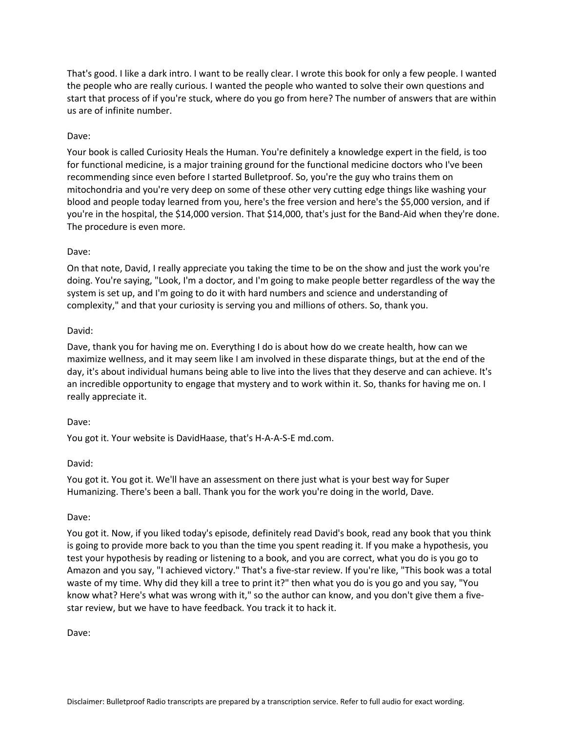That's good. I like a dark intro. I want to be really clear. I wrote this book for only a few people. I wanted the people who are really curious. I wanted the people who wanted to solve their own questions and start that process of if you're stuck, where do you go from here? The number of answers that are within us are of infinite number.

Dave:

Your book is called Curiosity Heals the Human. You're definitely a knowledge expert in the field, is too for functional medicine, is a major training ground for the functional medicine doctors who I've been recommending since even before I started Bulletproof. So, you're the guy who trains them on mitochondria and you're very deep on some of these other very cutting edge things like washing your blood and people today learned from you, here's the free version and here's the $5,000 version, and if you're in the hospital, the $14,000 version. That $14,000, that's just for the Band-Aid when they're done. The procedure is even more.

Dave:

On that note, David, I really appreciate you taking the time to be on the show and just the work you're doing. You're saying, "Look, I'm a doctor, and I'm going to make people better regardless of the way the system is set up, and I'm going to do it with hard numbers and science and understanding of complexity," and that your curiosity is serving you and millions of others. So, thank you.

David:

Dave, thank you for having me on. Everything I do is about how do we create health, how can we maximize wellness, and it may seem like I am involved in these disparate things, but at the end of the day, it's about individual humans being able to live into the lives that they deserve and can achieve. It's an incredible opportunity to engage that mystery and to work within it. So, thanks for having me on. I really appreciate it.

Dave:

You got it. Your website is DavidHaase, that's H-A-A-S-E md.com.

David:

You got it. You got it. We'll have an assessment on there just what is your best way for Super Humanizing. There's been a ball. Thank you for the work you're doing in the world, Dave.

Dave:

You got it. Now, if you liked today's episode, definitely read David's book, read any book that you think is going to provide more back to you than the time you spent reading it. If you make a hypothesis, you test your hypothesis by reading or listening to a book, and you are correct, what you do is you go to Amazon and you say, "I achieved victory." That's a five-star review. If you're like, "This book was a total waste of my time. Why did they kill a tree to print it?" then what you do is you go and you say, "You know what? Here's what was wrong with it," so the author can know, and you don't give them a five-star review, but we have to have feedback. You track it to hack it.

Dave:

Disclaimer: Bulletproof Radio transcripts are prepared by a transcription service. Refer to full audio for exact wording.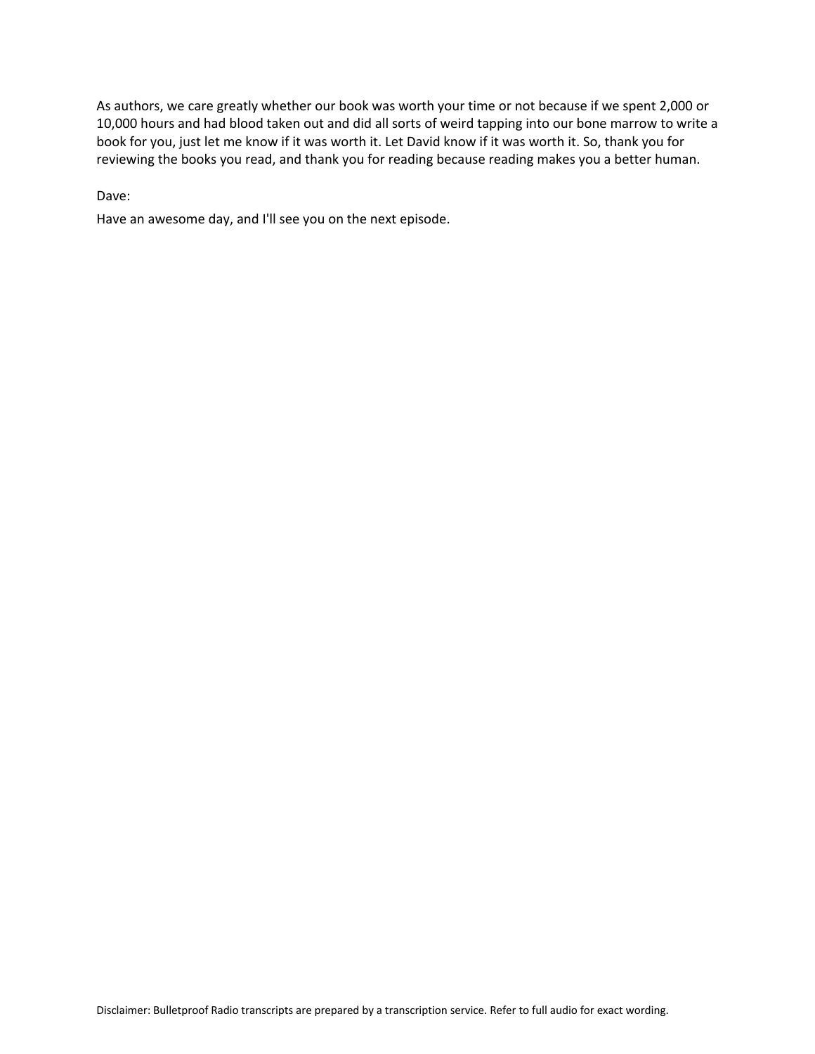As authors, we care greatly whether our book was worth your time or not because if we spent 2,000 or 10,000 hours and had blood taken out and did all sorts of weird tapping into our bone marrow to write a book for you, just let me know if it was worth it. Let David know if it was worth it. So, thank you for reviewing the books you read, and thank you for reading because reading makes you a better human.

Dave:

Have an awesome day, and I'll see you on the next episode.